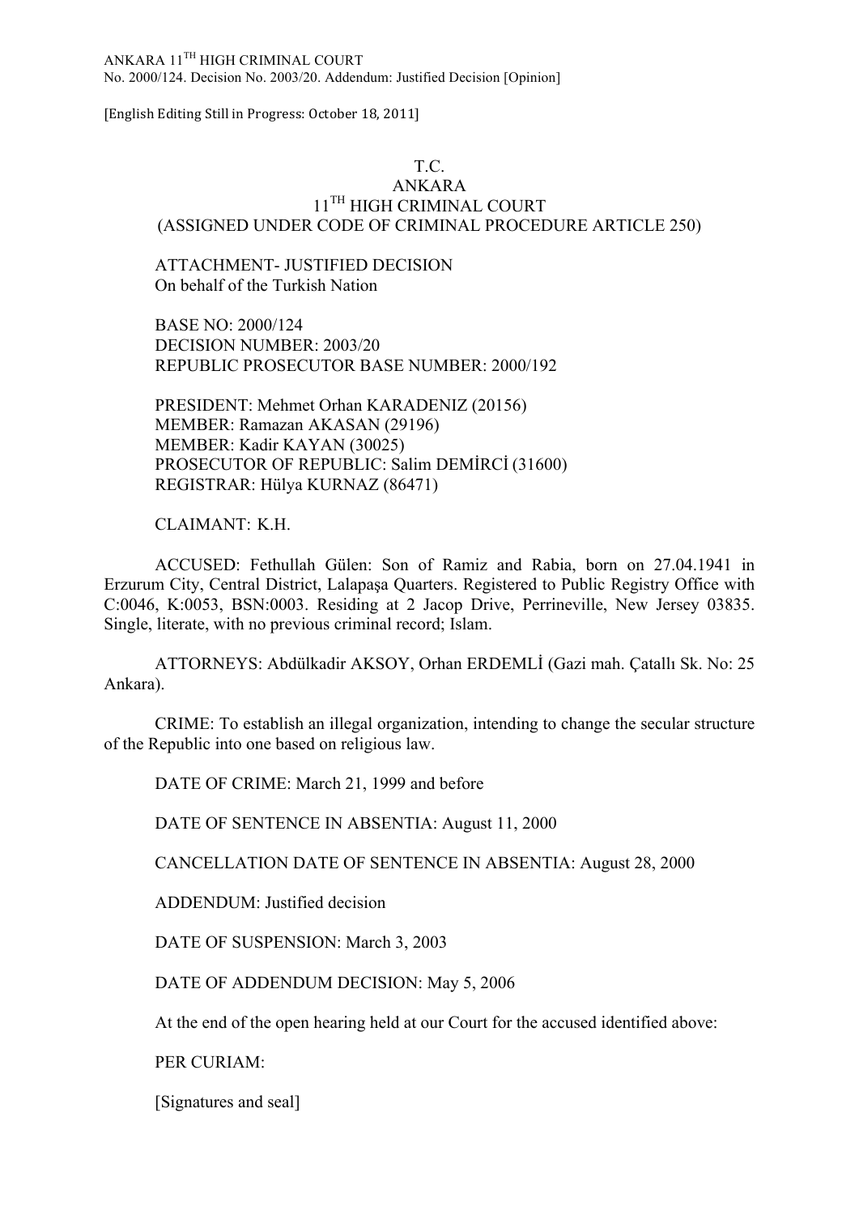ANKARA 11TH HIGH CRIMINAL COURT
No. 2000/124. Decision No. 2003/20. Addendum: Justified Decision [Opinion]

[English Editing Still in Progress: October 18, 2011]

# T.C.
# ANKARA
# 11TH HIGH CRIMINAL COURT
## (ASSIGNED UNDER CODE OF CRIMINAL PROCEDURE ARTICLE 250)

ATTACHMENT- JUSTIFIED DECISION
On behalf of the Turkish Nation

BASE NO: 2000/124
DECISION NUMBER: 2003/20
REPUBLIC PROSECUTOR BASE NUMBER: 2000/192

PRESIDENT: Mehmet Orhan KARADENIZ (20156)
MEMBER: Ramazan AKASAN (29196)
MEMBER: Kadir KAYAN (30025)
PROSECUTOR OF REPUBLIC: Salim DEMİRCİ (31600)
REGISTRAR: Hülya KURNAZ (86471)

CLAIMANT: K.H.

ACCUSED: Fethullah Gülen: Son of Ramiz and Rabia, born on 27.04.1941 in Erzurum City, Central District, Lalapaşa Quarters. Registered to Public Registry Office with C:0046, K:0053, BSN:0003. Residing at 2 Jacop Drive, Perrineville, New Jersey 03835. Single, literate, with no previous criminal record; Islam.

ATTORNEYS: Abdülkadir AKSOY, Orhan ERDEMLİ (Gazi mah. Çatallı Sk. No: 25 Ankara).

CRIME: To establish an illegal organization, intending to change the secular structure of the Republic into one based on religious law.

DATE OF CRIME: March 21, 1999 and before

DATE OF SENTENCE IN ABSENTIA: August 11, 2000

CANCELLATION DATE OF SENTENCE IN ABSENTIA: August 28, 2000

ADDENDUM: Justified decision

DATE OF SUSPENSION: March 3, 2003

DATE OF ADDENDUM DECISION: May 5, 2006

At the end of the open hearing held at our Court for the accused identified above:

PER CURIAM:

[Signatures and seal]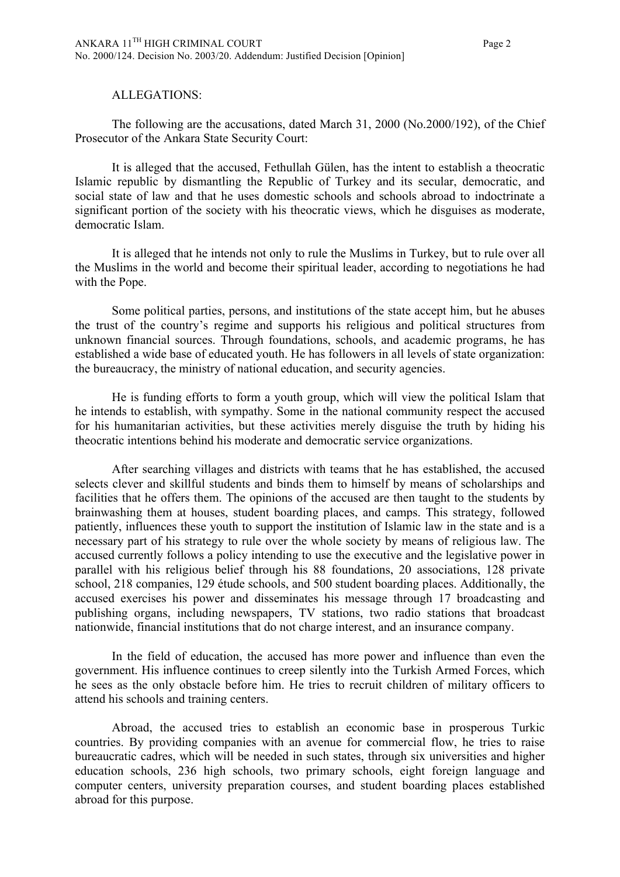ALLEGATIONS:

The following are the accusations, dated March 31, 2000 (No.2000/192), of the Chief Prosecutor of the Ankara State Security Court:

It is alleged that the accused, Fethullah Gülen, has the intent to establish a theocratic Islamic republic by dismantling the Republic of Turkey and its secular, democratic, and social state of law and that he uses domestic schools and schools abroad to indoctrinate a significant portion of the society with his theocratic views, which he disguises as moderate, democratic Islam.

It is alleged that he intends not only to rule the Muslims in Turkey, but to rule over all the Muslims in the world and become their spiritual leader, according to negotiations he had with the Pope.

Some political parties, persons, and institutions of the state accept him, but he abuses the trust of the country's regime and supports his religious and political structures from unknown financial sources. Through foundations, schools, and academic programs, he has established a wide base of educated youth. He has followers in all levels of state organization: the bureaucracy, the ministry of national education, and security agencies.

He is funding efforts to form a youth group, which will view the political Islam that he intends to establish, with sympathy. Some in the national community respect the accused for his humanitarian activities, but these activities merely disguise the truth by hiding his theocratic intentions behind his moderate and democratic service organizations.

After searching villages and districts with teams that he has established, the accused selects clever and skillful students and binds them to himself by means of scholarships and facilities that he offers them. The opinions of the accused are then taught to the students by brainwashing them at houses, student boarding places, and camps. This strategy, followed patiently, influences these youth to support the institution of Islamic law in the state and is a necessary part of his strategy to rule over the whole society by means of religious law. The accused currently follows a policy intending to use the executive and the legislative power in parallel with his religious belief through his 88 foundations, 20 associations, 128 private school, 218 companies, 129 étude schools, and 500 student boarding places. Additionally, the accused exercises his power and disseminates his message through 17 broadcasting and publishing organs, including newspapers, TV stations, two radio stations that broadcast nationwide, financial institutions that do not charge interest, and an insurance company.

In the field of education, the accused has more power and influence than even the government. His influence continues to creep silently into the Turkish Armed Forces, which he sees as the only obstacle before him. He tries to recruit children of military officers to attend his schools and training centers.

Abroad, the accused tries to establish an economic base in prosperous Turkic countries. By providing companies with an avenue for commercial flow, he tries to raise bureaucratic cadres, which will be needed in such states, through six universities and higher education schools, 236 high schools, two primary schools, eight foreign language and computer centers, university preparation courses, and student boarding places established abroad for this purpose.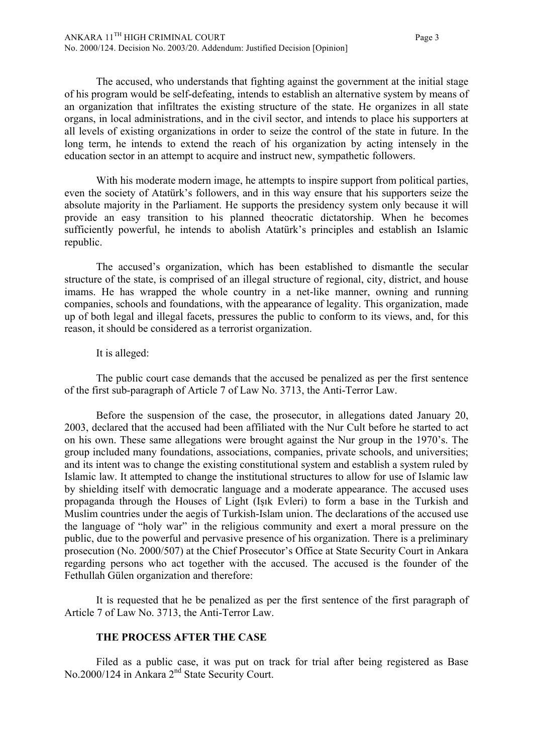The accused, who understands that fighting against the government at the initial stage of his program would be self-defeating, intends to establish an alternative system by means of an organization that infiltrates the existing structure of the state. He organizes in all state organs, in local administrations, and in the civil sector, and intends to place his supporters at all levels of existing organizations in order to seize the control of the state in future. In the long term, he intends to extend the reach of his organization by acting intensely in the education sector in an attempt to acquire and instruct new, sympathetic followers.

With his moderate modern image, he attempts to inspire support from political parties, even the society of Atatürk's followers, and in this way ensure that his supporters seize the absolute majority in the Parliament. He supports the presidency system only because it will provide an easy transition to his planned theocratic dictatorship. When he becomes sufficiently powerful, he intends to abolish Atatürk's principles and establish an Islamic republic.

The accused's organization, which has been established to dismantle the secular structure of the state, is comprised of an illegal structure of regional, city, district, and house imams. He has wrapped the whole country in a net-like manner, owning and running companies, schools and foundations, with the appearance of legality. This organization, made up of both legal and illegal facets, pressures the public to conform to its views, and, for this reason, it should be considered as a terrorist organization.

It is alleged:

The public court case demands that the accused be penalized as per the first sentence of the first sub-paragraph of Article 7 of Law No. 3713, the Anti-Terror Law.

Before the suspension of the case, the prosecutor, in allegations dated January 20, 2003, declared that the accused had been affiliated with the Nur Cult before he started to act on his own. These same allegations were brought against the Nur group in the 1970's. The group included many foundations, associations, companies, private schools, and universities; and its intent was to change the existing constitutional system and establish a system ruled by Islamic law. It attempted to change the institutional structures to allow for use of Islamic law by shielding itself with democratic language and a moderate appearance. The accused uses propaganda through the Houses of Light (Işık Evleri) to form a base in the Turkish and Muslim countries under the aegis of Turkish-Islam union. The declarations of the accused use the language of "holy war" in the religious community and exert a moral pressure on the public, due to the powerful and pervasive presence of his organization. There is a preliminary prosecution (No. 2000/507) at the Chief Prosecutor's Office at State Security Court in Ankara regarding persons who act together with the accused. The accused is the founder of the Fethullah Gülen organization and therefore:

It is requested that he be penalized as per the first sentence of the first paragraph of Article 7 of Law No. 3713, the Anti-Terror Law.

**THE PROCESS AFTER THE CASE**

Filed as a public case, it was put on track for trial after being registered as Base No.2000/124 in Ankara 2nd State Security Court.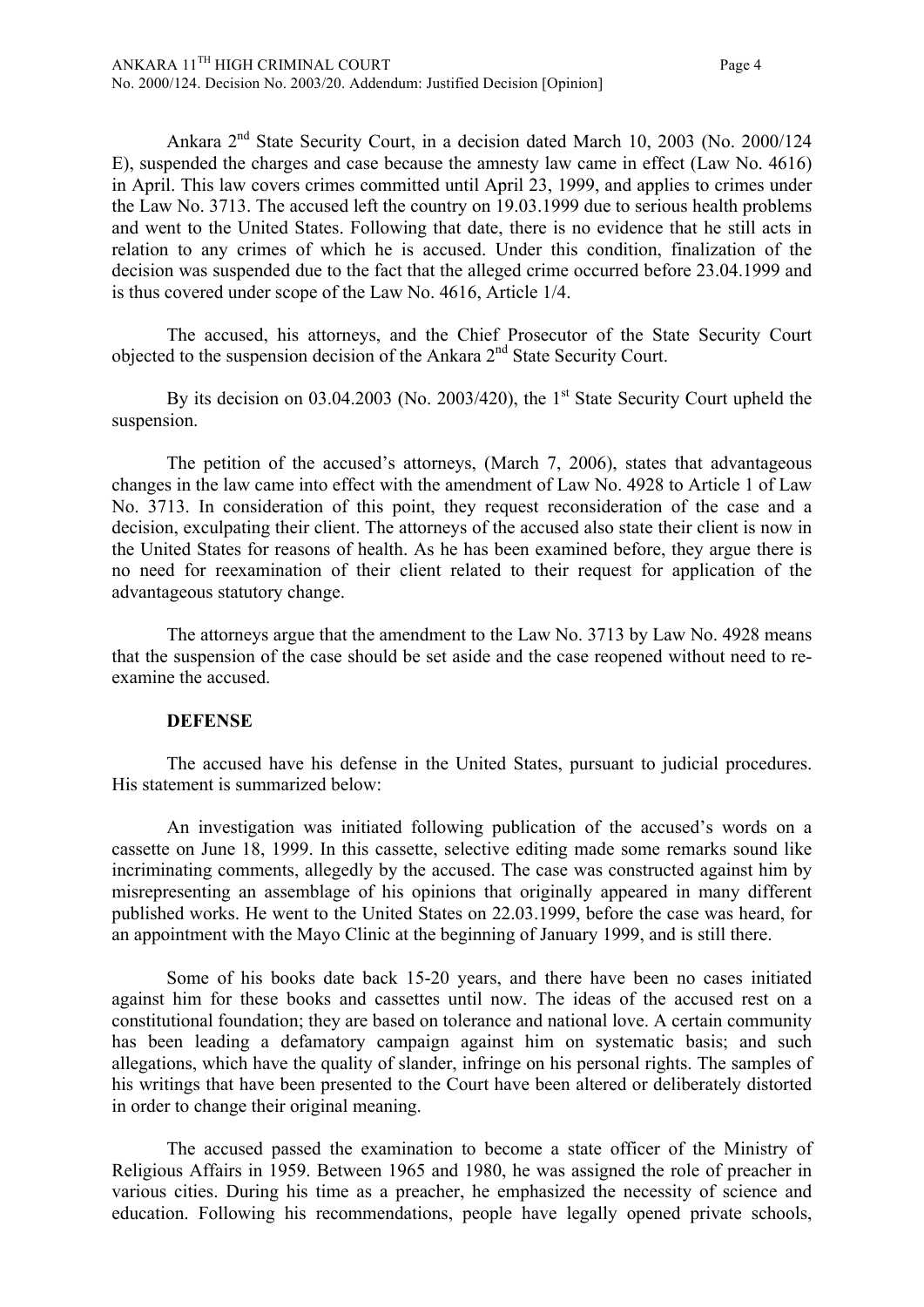Ankara 2nd State Security Court, in a decision dated March 10, 2003 (No. 2000/124 E), suspended the charges and case because the amnesty law came in effect (Law No. 4616) in April. This law covers crimes committed until April 23, 1999, and applies to crimes under the Law No. 3713. The accused left the country on 19.03.1999 due to serious health problems and went to the United States. Following that date, there is no evidence that he still acts in relation to any crimes of which he is accused. Under this condition, finalization of the decision was suspended due to the fact that the alleged crime occurred before 23.04.1999 and is thus covered under scope of the Law No. 4616, Article 1/4.

The accused, his attorneys, and the Chief Prosecutor of the State Security Court objected to the suspension decision of the Ankara 2nd State Security Court.

By its decision on 03.04.2003 (No. 2003/420), the 1st State Security Court upheld the suspension.

The petition of the accused's attorneys, (March 7, 2006), states that advantageous changes in the law came into effect with the amendment of Law No. 4928 to Article 1 of Law No. 3713. In consideration of this point, they request reconsideration of the case and a decision, exculpating their client. The attorneys of the accused also state their client is now in the United States for reasons of health. As he has been examined before, they argue there is no need for reexamination of their client related to their request for application of the advantageous statutory change.

The attorneys argue that the amendment to the Law No. 3713 by Law No. 4928 means that the suspension of the case should be set aside and the case reopened without need to re-examine the accused.

**DEFENSE**

The accused have his defense in the United States, pursuant to judicial procedures. His statement is summarized below:

An investigation was initiated following publication of the accused's words on a cassette on June 18, 1999. In this cassette, selective editing made some remarks sound like incriminating comments, allegedly by the accused. The case was constructed against him by misrepresenting an assemblage of his opinions that originally appeared in many different published works. He went to the United States on 22.03.1999, before the case was heard, for an appointment with the Mayo Clinic at the beginning of January 1999, and is still there.

Some of his books date back 15-20 years, and there have been no cases initiated against him for these books and cassettes until now. The ideas of the accused rest on a constitutional foundation; they are based on tolerance and national love. A certain community has been leading a defamatory campaign against him on systematic basis; and such allegations, which have the quality of slander, infringe on his personal rights. The samples of his writings that have been presented to the Court have been altered or deliberately distorted in order to change their original meaning.

The accused passed the examination to become a state officer of the Ministry of Religious Affairs in 1959. Between 1965 and 1980, he was assigned the role of preacher in various cities. During his time as a preacher, he emphasized the necessity of science and education. Following his recommendations, people have legally opened private schools,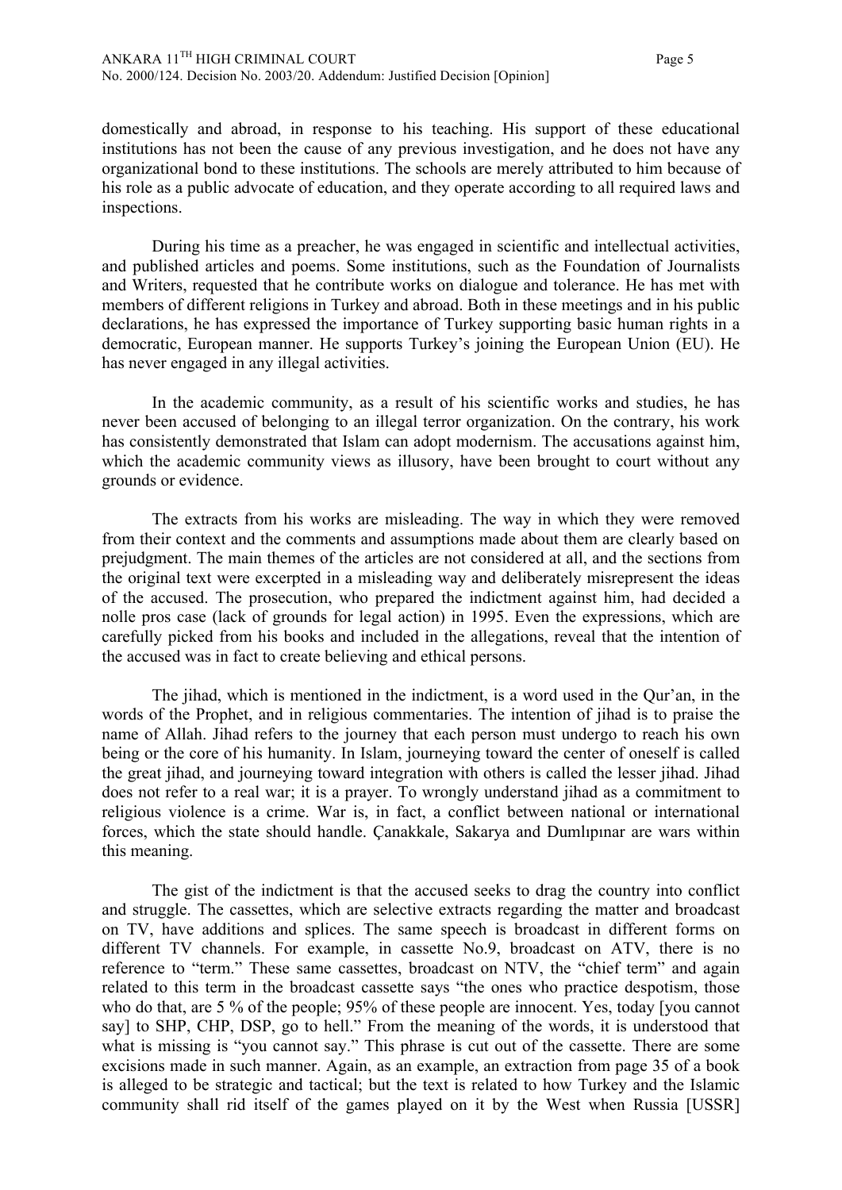domestically and abroad, in response to his teaching. His support of these educational institutions has not been the cause of any previous investigation, and he does not have any organizational bond to these institutions. The schools are merely attributed to him because of his role as a public advocate of education, and they operate according to all required laws and inspections.

During his time as a preacher, he was engaged in scientific and intellectual activities, and published articles and poems. Some institutions, such as the Foundation of Journalists and Writers, requested that he contribute works on dialogue and tolerance. He has met with members of different religions in Turkey and abroad. Both in these meetings and in his public declarations, he has expressed the importance of Turkey supporting basic human rights in a democratic, European manner. He supports Turkey's joining the European Union (EU). He has never engaged in any illegal activities.

In the academic community, as a result of his scientific works and studies, he has never been accused of belonging to an illegal terror organization. On the contrary, his work has consistently demonstrated that Islam can adopt modernism. The accusations against him, which the academic community views as illusory, have been brought to court without any grounds or evidence.

The extracts from his works are misleading. The way in which they were removed from their context and the comments and assumptions made about them are clearly based on prejudgment. The main themes of the articles are not considered at all, and the sections from the original text were excerpted in a misleading way and deliberately misrepresent the ideas of the accused. The prosecution, who prepared the indictment against him, had decided a nolle pros case (lack of grounds for legal action) in 1995. Even the expressions, which are carefully picked from his books and included in the allegations, reveal that the intention of the accused was in fact to create believing and ethical persons.

The jihad, which is mentioned in the indictment, is a word used in the Qur'an, in the words of the Prophet, and in religious commentaries. The intention of jihad is to praise the name of Allah. Jihad refers to the journey that each person must undergo to reach his own being or the core of his humanity. In Islam, journeying toward the center of oneself is called the great jihad, and journeying toward integration with others is called the lesser jihad. Jihad does not refer to a real war; it is a prayer. To wrongly understand jihad as a commitment to religious violence is a crime. War is, in fact, a conflict between national or international forces, which the state should handle. Çanakkale, Sakarya and Dumlıpınar are wars within this meaning.

The gist of the indictment is that the accused seeks to drag the country into conflict and struggle. The cassettes, which are selective extracts regarding the matter and broadcast on TV, have additions and splices. The same speech is broadcast in different forms on different TV channels. For example, in cassette No.9, broadcast on ATV, there is no reference to "term." These same cassettes, broadcast on NTV, the "chief term" and again related to this term in the broadcast cassette says "the ones who practice despotism, those who do that, are 5 % of the people; 95% of these people are innocent. Yes, today [you cannot say] to SHP, CHP, DSP, go to hell." From the meaning of the words, it is understood that what is missing is "you cannot say." This phrase is cut out of the cassette. There are some excisions made in such manner. Again, as an example, an extraction from page 35 of a book is alleged to be strategic and tactical; but the text is related to how Turkey and the Islamic community shall rid itself of the games played on it by the West when Russia [USSR]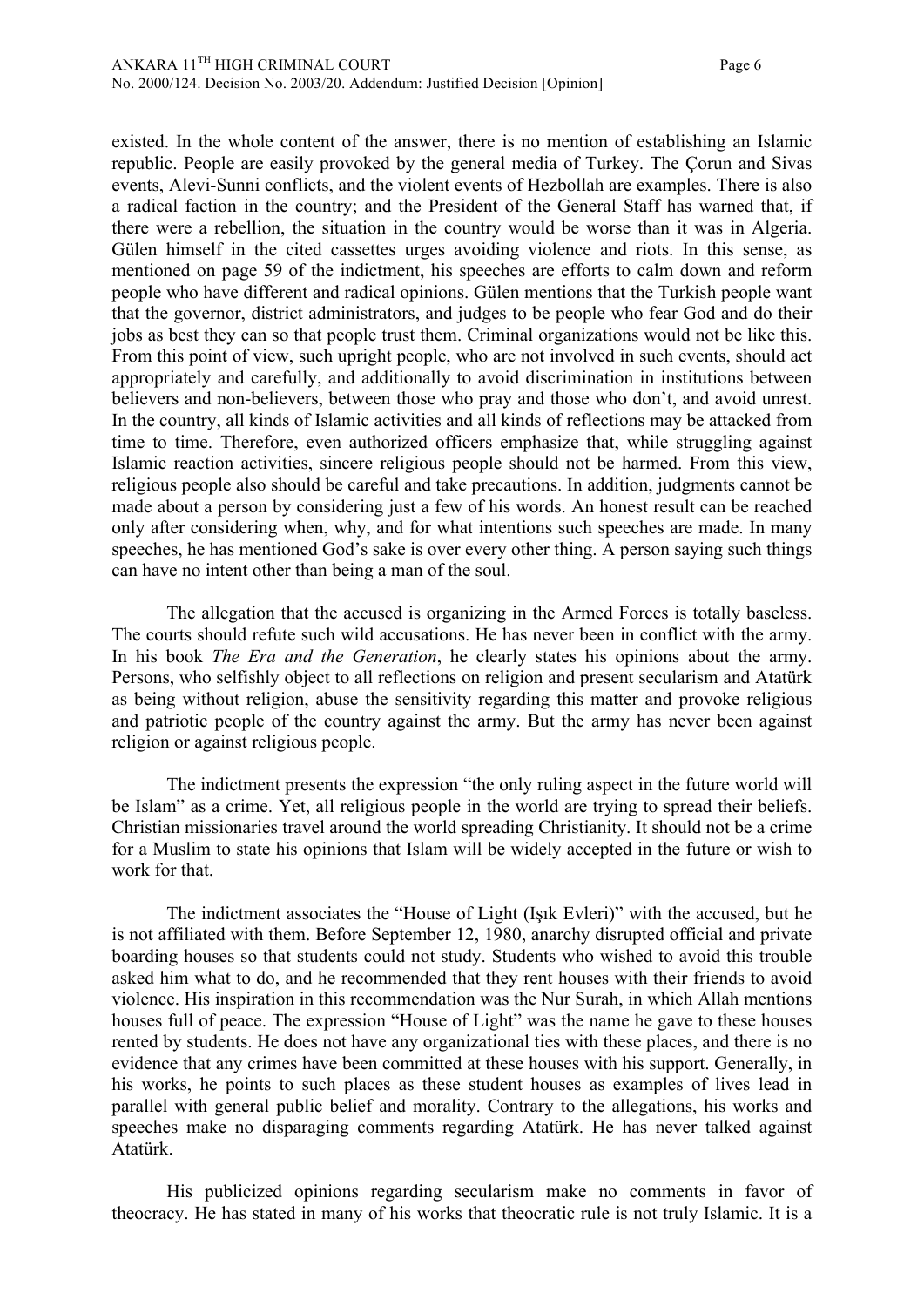existed. In the whole content of the answer, there is no mention of establishing an Islamic republic. People are easily provoked by the general media of Turkey. The Çorun and Sivas events, Alevi-Sunni conflicts, and the violent events of Hezbollah are examples. There is also a radical faction in the country; and the President of the General Staff has warned that, if there were a rebellion, the situation in the country would be worse than it was in Algeria. Gülen himself in the cited cassettes urges avoiding violence and riots. In this sense, as mentioned on page 59 of the indictment, his speeches are efforts to calm down and reform people who have different and radical opinions. Gülen mentions that the Turkish people want that the governor, district administrators, and judges to be people who fear God and do their jobs as best they can so that people trust them. Criminal organizations would not be like this. From this point of view, such upright people, who are not involved in such events, should act appropriately and carefully, and additionally to avoid discrimination in institutions between believers and non-believers, between those who pray and those who don't, and avoid unrest. In the country, all kinds of Islamic activities and all kinds of reflections may be attacked from time to time. Therefore, even authorized officers emphasize that, while struggling against Islamic reaction activities, sincere religious people should not be harmed. From this view, religious people also should be careful and take precautions. In addition, judgments cannot be made about a person by considering just a few of his words. An honest result can be reached only after considering when, why, and for what intentions such speeches are made. In many speeches, he has mentioned God's sake is over every other thing. A person saying such things can have no intent other than being a man of the soul.

The allegation that the accused is organizing in the Armed Forces is totally baseless. The courts should refute such wild accusations. He has never been in conflict with the army. In his book *The Era and the Generation*, he clearly states his opinions about the army. Persons, who selfishly object to all reflections on religion and present secularism and Atatürk as being without religion, abuse the sensitivity regarding this matter and provoke religious and patriotic people of the country against the army. But the army has never been against religion or against religious people.

The indictment presents the expression "the only ruling aspect in the future world will be Islam" as a crime. Yet, all religious people in the world are trying to spread their beliefs. Christian missionaries travel around the world spreading Christianity. It should not be a crime for a Muslim to state his opinions that Islam will be widely accepted in the future or wish to work for that.

The indictment associates the "House of Light (Işık Evleri)" with the accused, but he is not affiliated with them. Before September 12, 1980, anarchy disrupted official and private boarding houses so that students could not study. Students who wished to avoid this trouble asked him what to do, and he recommended that they rent houses with their friends to avoid violence. His inspiration in this recommendation was the Nur Surah, in which Allah mentions houses full of peace. The expression "House of Light" was the name he gave to these houses rented by students. He does not have any organizational ties with these places, and there is no evidence that any crimes have been committed at these houses with his support. Generally, in his works, he points to such places as these student houses as examples of lives lead in parallel with general public belief and morality. Contrary to the allegations, his works and speeches make no disparaging comments regarding Atatürk. He has never talked against Atatürk.

His publicized opinions regarding secularism make no comments in favor of theocracy. He has stated in many of his works that theocratic rule is not truly Islamic. It is a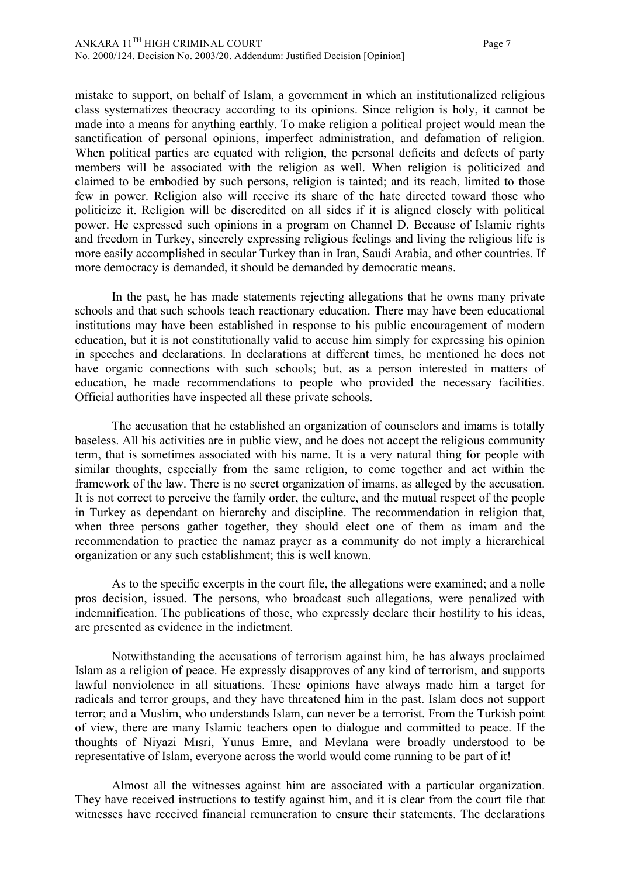mistake to support, on behalf of Islam, a government in which an institutionalized religious class systematizes theocracy according to its opinions. Since religion is holy, it cannot be made into a means for anything earthly. To make religion a political project would mean the sanctification of personal opinions, imperfect administration, and defamation of religion. When political parties are equated with religion, the personal deficits and defects of party members will be associated with the religion as well. When religion is politicized and claimed to be embodied by such persons, religion is tainted; and its reach, limited to those few in power. Religion also will receive its share of the hate directed toward those who politicize it. Religion will be discredited on all sides if it is aligned closely with political power. He expressed such opinions in a program on Channel D. Because of Islamic rights and freedom in Turkey, sincerely expressing religious feelings and living the religious life is more easily accomplished in secular Turkey than in Iran, Saudi Arabia, and other countries. If more democracy is demanded, it should be demanded by democratic means.

In the past, he has made statements rejecting allegations that he owns many private schools and that such schools teach reactionary education. There may have been educational institutions may have been established in response to his public encouragement of modern education, but it is not constitutionally valid to accuse him simply for expressing his opinion in speeches and declarations. In declarations at different times, he mentioned he does not have organic connections with such schools; but, as a person interested in matters of education, he made recommendations to people who provided the necessary facilities. Official authorities have inspected all these private schools.

The accusation that he established an organization of counselors and imams is totally baseless. All his activities are in public view, and he does not accept the religious community term, that is sometimes associated with his name. It is a very natural thing for people with similar thoughts, especially from the same religion, to come together and act within the framework of the law. There is no secret organization of imams, as alleged by the accusation. It is not correct to perceive the family order, the culture, and the mutual respect of the people in Turkey as dependant on hierarchy and discipline. The recommendation in religion that, when three persons gather together, they should elect one of them as imam and the recommendation to practice the namaz prayer as a community do not imply a hierarchical organization or any such establishment; this is well known.

As to the specific excerpts in the court file, the allegations were examined; and a nolle pros decision, issued. The persons, who broadcast such allegations, were penalized with indemnification. The publications of those, who expressly declare their hostility to his ideas, are presented as evidence in the indictment.

Notwithstanding the accusations of terrorism against him, he has always proclaimed Islam as a religion of peace. He expressly disapproves of any kind of terrorism, and supports lawful nonviolence in all situations. These opinions have always made him a target for radicals and terror groups, and they have threatened him in the past. Islam does not support terror; and a Muslim, who understands Islam, can never be a terrorist. From the Turkish point of view, there are many Islamic teachers open to dialogue and committed to peace. If the thoughts of Niyazi Mısri, Yunus Emre, and Mevlana were broadly understood to be representative of Islam, everyone across the world would come running to be part of it!

Almost all the witnesses against him are associated with a particular organization. They have received instructions to testify against him, and it is clear from the court file that witnesses have received financial remuneration to ensure their statements. The declarations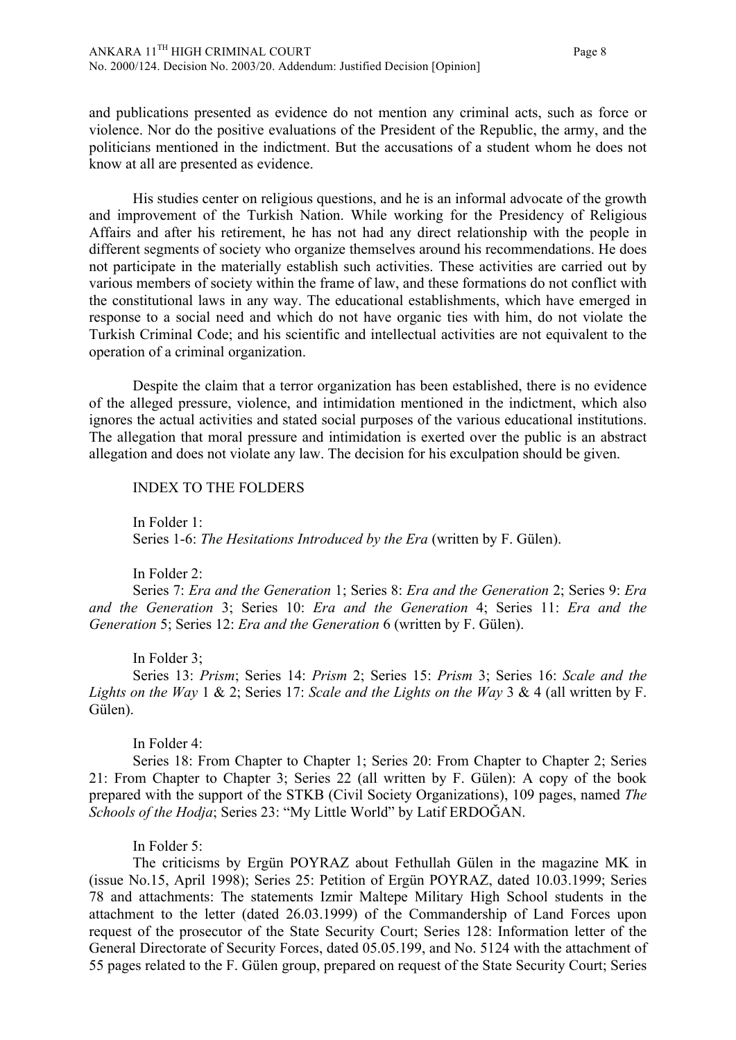and publications presented as evidence do not mention any criminal acts, such as force or violence. Nor do the positive evaluations of the President of the Republic, the army, and the politicians mentioned in the indictment. But the accusations of a student whom he does not know at all are presented as evidence.

His studies center on religious questions, and he is an informal advocate of the growth and improvement of the Turkish Nation. While working for the Presidency of Religious Affairs and after his retirement, he has not had any direct relationship with the people in different segments of society who organize themselves around his recommendations. He does not participate in the materially establish such activities. These activities are carried out by various members of society within the frame of law, and these formations do not conflict with the constitutional laws in any way. The educational establishments, which have emerged in response to a social need and which do not have organic ties with him, do not violate the Turkish Criminal Code; and his scientific and intellectual activities are not equivalent to the operation of a criminal organization.

Despite the claim that a terror organization has been established, there is no evidence of the alleged pressure, violence, and intimidation mentioned in the indictment, which also ignores the actual activities and stated social purposes of the various educational institutions. The allegation that moral pressure and intimidation is exerted over the public is an abstract allegation and does not violate any law. The decision for his exculpation should be given.

INDEX TO THE FOLDERS

In Folder 1:
Series 1-6: *The Hesitations Introduced by the Era* (written by F. Gülen).

In Folder 2:
Series 7: *Era and the Generation* 1; Series 8: *Era and the Generation* 2; Series 9: *Era and the Generation* 3; Series 10: *Era and the Generation* 4; Series 11: *Era and the Generation* 5; Series 12: *Era and the Generation* 6 (written by F. Gülen).

In Folder 3;
Series 13: *Prism*; Series 14: *Prism* 2; Series 15: *Prism* 3; Series 16: *Scale and the Lights on the Way* 1 & 2; Series 17: *Scale and the Lights on the Way* 3 & 4 (all written by F. Gülen).

In Folder 4:
Series 18: From Chapter to Chapter 1; Series 20: From Chapter to Chapter 2; Series 21: From Chapter to Chapter 3; Series 22 (all written by F. Gülen): A copy of the book prepared with the support of the STKB (Civil Society Organizations), 109 pages, named *The Schools of the Hodja*; Series 23: "My Little World" by Latif ERDOĞAN.

In Folder 5:
The criticisms by Ergün POYRAZ about Fethullah Gülen in the magazine MK in (issue No.15, April 1998); Series 25: Petition of Ergün POYRAZ, dated 10.03.1999; Series 78 and attachments: The statements Izmir Maltepe Military High School students in the attachment to the letter (dated 26.03.1999) of the Commandership of Land Forces upon request of the prosecutor of the State Security Court; Series 128: Information letter of the General Directorate of Security Forces, dated 05.05.199, and No. 5124 with the attachment of 55 pages related to the F. Gülen group, prepared on request of the State Security Court; Series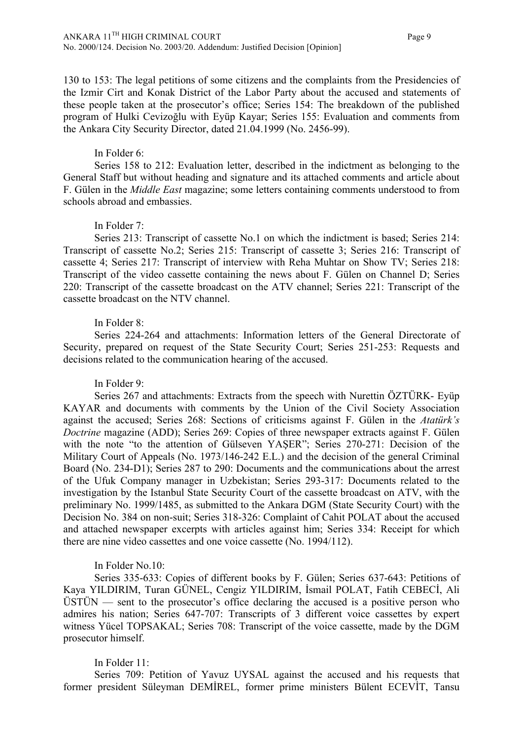130 to 153: The legal petitions of some citizens and the complaints from the Presidencies of the Izmir Cirt and Konak District of the Labor Party about the accused and statements of these people taken at the prosecutor's office; Series 154: The breakdown of the published program of Hulki Cevizoğlu with Eyüp Kayar; Series 155: Evaluation and comments from the Ankara City Security Director, dated 21.04.1999 (No. 2456-99).

In Folder 6:

Series 158 to 212: Evaluation letter, described in the indictment as belonging to the General Staff but without heading and signature and its attached comments and article about F. Gülen in the *Middle East* magazine; some letters containing comments understood to from schools abroad and embassies.

In Folder 7:

Series 213: Transcript of cassette No.1 on which the indictment is based; Series 214: Transcript of cassette No.2; Series 215: Transcript of cassette 3; Series 216: Transcript of cassette 4; Series 217: Transcript of interview with Reha Muhtar on Show TV; Series 218: Transcript of the video cassette containing the news about F. Gülen on Channel D; Series 220: Transcript of the cassette broadcast on the ATV channel; Series 221: Transcript of the cassette broadcast on the NTV channel.

In Folder 8:

Series 224-264 and attachments: Information letters of the General Directorate of Security, prepared on request of the State Security Court; Series 251-253: Requests and decisions related to the communication hearing of the accused.

In Folder 9:

Series 267 and attachments: Extracts from the speech with Nurettin ÖZTÜRK- Eyüp KAYAR and documents with comments by the Union of the Civil Society Association against the accused; Series 268: Sections of criticisms against F. Gülen in the *Atatürk's Doctrine* magazine (ADD); Series 269: Copies of three newspaper extracts against F. Gülen with the note "to the attention of Gülseven YAŞER"; Series 270-271: Decision of the Military Court of Appeals (No. 1973/146-242 E.L.) and the decision of the general Criminal Board (No. 234-D1); Series 287 to 290: Documents and the communications about the arrest of the Ufuk Company manager in Uzbekistan; Series 293-317: Documents related to the investigation by the Istanbul State Security Court of the cassette broadcast on ATV, with the preliminary No. 1999/1485, as submitted to the Ankara DGM (State Security Court) with the Decision No. 384 on non-suit; Series 318-326: Complaint of Cahit POLAT about the accused and attached newspaper excerpts with articles against him; Series 334: Receipt for which there are nine video cassettes and one voice cassette (No. 1994/112).

In Folder No.10:

Series 335-633: Copies of different books by F. Gülen; Series 637-643: Petitions of Kaya YILDIRIM, Turan GÜNEL, Cengiz YILDIRIM, İsmail POLAT, Fatih CEBECİ, Ali ÜSTÜN — sent to the prosecutor's office declaring the accused is a positive person who admires his nation; Series 647-707: Transcripts of 3 different voice cassettes by expert witness Yücel TOPSAKAL; Series 708: Transcript of the voice cassette, made by the DGM prosecutor himself.

In Folder 11:

Series 709: Petition of Yavuz UYSAL against the accused and his requests that former president Süleyman DEMİREL, former prime ministers Bülent ECEVİT, Tansu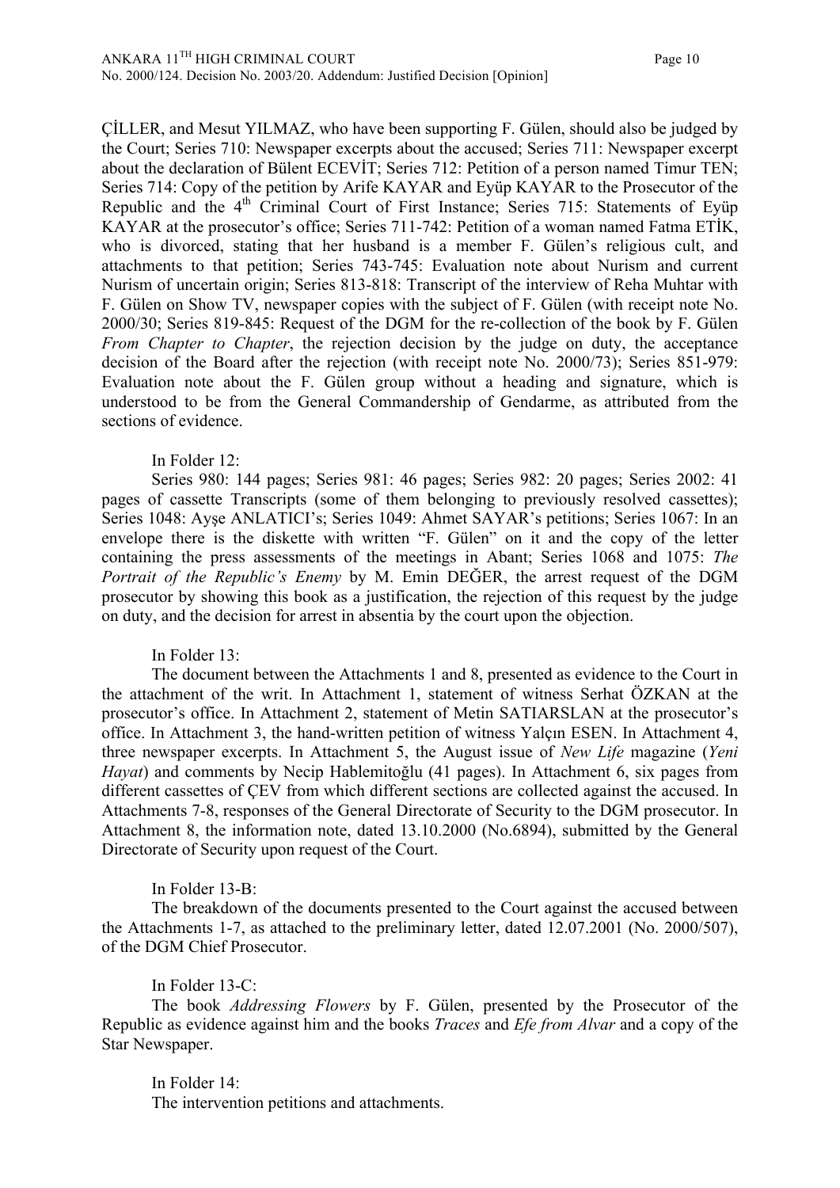ÇİLLER, and Mesut YILMAZ, who have been supporting F. Gülen, should also be judged by the Court; Series 710: Newspaper excerpts about the accused; Series 711: Newspaper excerpt about the declaration of Bülent ECEVİT; Series 712: Petition of a person named Timur TEN; Series 714: Copy of the petition by Arife KAYAR and Eyüp KAYAR to the Prosecutor of the Republic and the 4th Criminal Court of First Instance; Series 715: Statements of Eyüp KAYAR at the prosecutor's office; Series 711-742: Petition of a woman named Fatma ETİK, who is divorced, stating that her husband is a member F. Gülen's religious cult, and attachments to that petition; Series 743-745: Evaluation note about Nurism and current Nurism of uncertain origin; Series 813-818: Transcript of the interview of Reha Muhtar with F. Gülen on Show TV, newspaper copies with the subject of F. Gülen (with receipt note No. 2000/30; Series 819-845: Request of the DGM for the re-collection of the book by F. Gülen *From Chapter to Chapter*, the rejection decision by the judge on duty, the acceptance decision of the Board after the rejection (with receipt note No. 2000/73); Series 851-979: Evaluation note about the F. Gülen group without a heading and signature, which is understood to be from the General Commandership of Gendarme, as attributed from the sections of evidence.

In Folder 12:

Series 980: 144 pages; Series 981: 46 pages; Series 982: 20 pages; Series 2002: 41 pages of cassette Transcripts (some of them belonging to previously resolved cassettes); Series 1048: Ayşe ANLATICI's; Series 1049: Ahmet SAYAR's petitions; Series 1067: In an envelope there is the diskette with written "F. Gülen" on it and the copy of the letter containing the press assessments of the meetings in Abant; Series 1068 and 1075: *The Portrait of the Republic's Enemy* by M. Emin DEĞER, the arrest request of the DGM prosecutor by showing this book as a justification, the rejection of this request by the judge on duty, and the decision for arrest in absentia by the court upon the objection.

In Folder 13:

The document between the Attachments 1 and 8, presented as evidence to the Court in the attachment of the writ. In Attachment 1, statement of witness Serhat ÖZKAN at the prosecutor's office. In Attachment 2, statement of Metin SATIARSLAN at the prosecutor's office. In Attachment 3, the hand-written petition of witness Yalçın ESEN. In Attachment 4, three newspaper excerpts. In Attachment 5, the August issue of *New Life* magazine (*Yeni Hayat*) and comments by Necip Hablemitoğlu (41 pages). In Attachment 6, six pages from different cassettes of ÇEV from which different sections are collected against the accused. In Attachments 7-8, responses of the General Directorate of Security to the DGM prosecutor. In Attachment 8, the information note, dated 13.10.2000 (No.6894), submitted by the General Directorate of Security upon request of the Court.

In Folder 13-B:

The breakdown of the documents presented to the Court against the accused between the Attachments 1-7, as attached to the preliminary letter, dated 12.07.2001 (No. 2000/507), of the DGM Chief Prosecutor.

In Folder 13-C:

The book *Addressing Flowers* by F. Gülen, presented by the Prosecutor of the Republic as evidence against him and the books *Traces* and *Efe from Alvar* and a copy of the Star Newspaper.

In Folder 14:

The intervention petitions and attachments.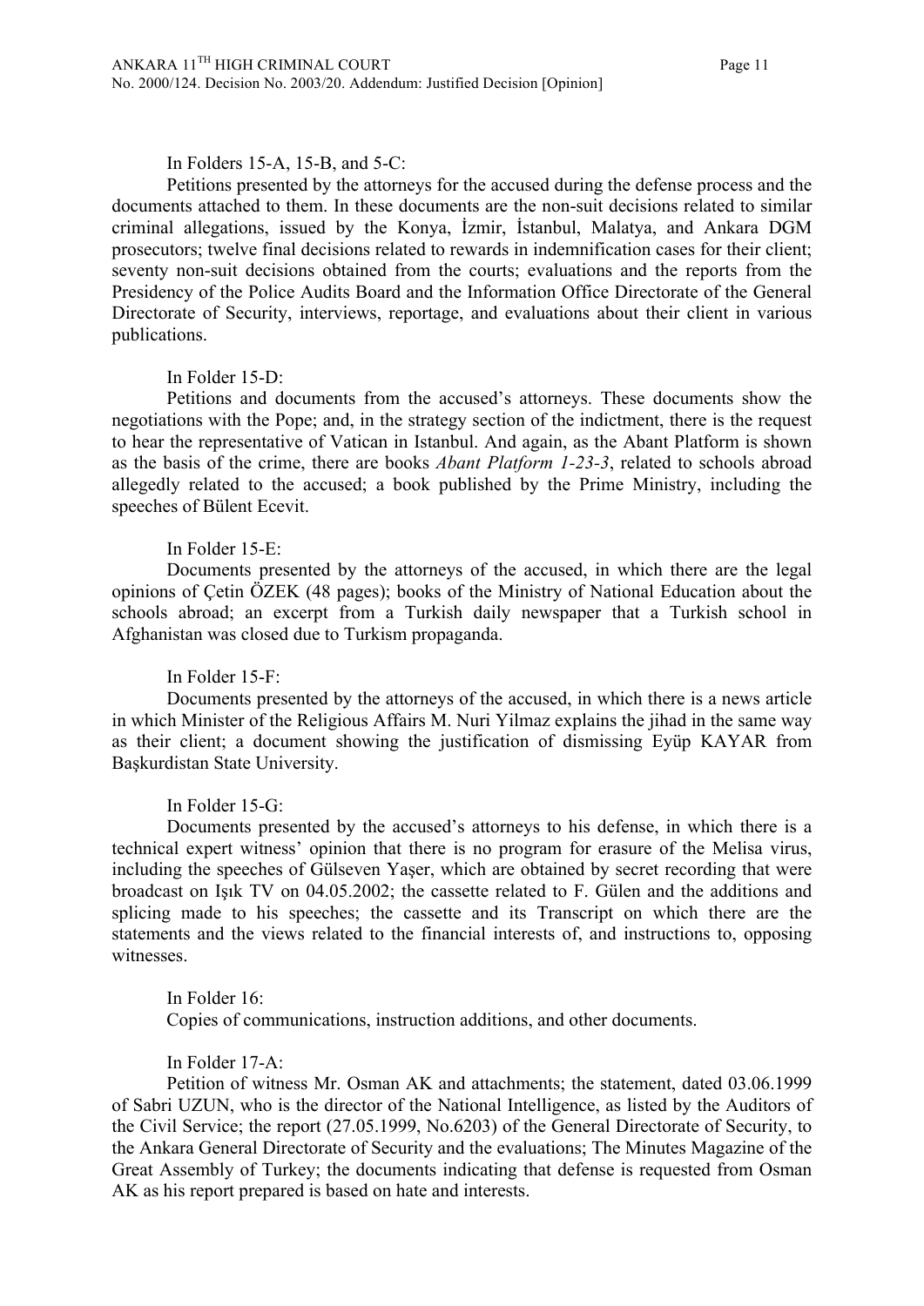In Folders 15-A, 15-B, and 5-C:

Petitions presented by the attorneys for the accused during the defense process and the documents attached to them. In these documents are the non-suit decisions related to similar criminal allegations, issued by the Konya, İzmir, İstanbul, Malatya, and Ankara DGM prosecutors; twelve final decisions related to rewards in indemnification cases for their client; seventy non-suit decisions obtained from the courts; evaluations and the reports from the Presidency of the Police Audits Board and the Information Office Directorate of the General Directorate of Security, interviews, reportage, and evaluations about their client in various publications.

In Folder 15-D:

Petitions and documents from the accused's attorneys. These documents show the negotiations with the Pope; and, in the strategy section of the indictment, there is the request to hear the representative of Vatican in Istanbul. And again, as the Abant Platform is shown as the basis of the crime, there are books *Abant Platform 1-23-3*, related to schools abroad allegedly related to the accused; a book published by the Prime Ministry, including the speeches of Bülent Ecevit.

In Folder 15-E:

Documents presented by the attorneys of the accused, in which there are the legal opinions of Çetin ÖZEK (48 pages); books of the Ministry of National Education about the schools abroad; an excerpt from a Turkish daily newspaper that a Turkish school in Afghanistan was closed due to Turkism propaganda.

In Folder 15-F:

Documents presented by the attorneys of the accused, in which there is a news article in which Minister of the Religious Affairs M. Nuri Yilmaz explains the jihad in the same way as their client; a document showing the justification of dismissing Eyüp KAYAR from Başkurdistan State University.

In Folder 15-G:

Documents presented by the accused's attorneys to his defense, in which there is a technical expert witness' opinion that there is no program for erasure of the Melisa virus, including the speeches of Gülseven Yaşer, which are obtained by secret recording that were broadcast on Işık TV on 04.05.2002; the cassette related to F. Gülen and the additions and splicing made to his speeches; the cassette and its Transcript on which there are the statements and the views related to the financial interests of, and instructions to, opposing witnesses.

In Folder 16:

Copies of communications, instruction additions, and other documents.

In Folder 17-A:

Petition of witness Mr. Osman AK and attachments; the statement, dated 03.06.1999 of Sabri UZUN, who is the director of the National Intelligence, as listed by the Auditors of the Civil Service; the report (27.05.1999, No.6203) of the General Directorate of Security, to the Ankara General Directorate of Security and the evaluations; The Minutes Magazine of the Great Assembly of Turkey; the documents indicating that defense is requested from Osman AK as his report prepared is based on hate and interests.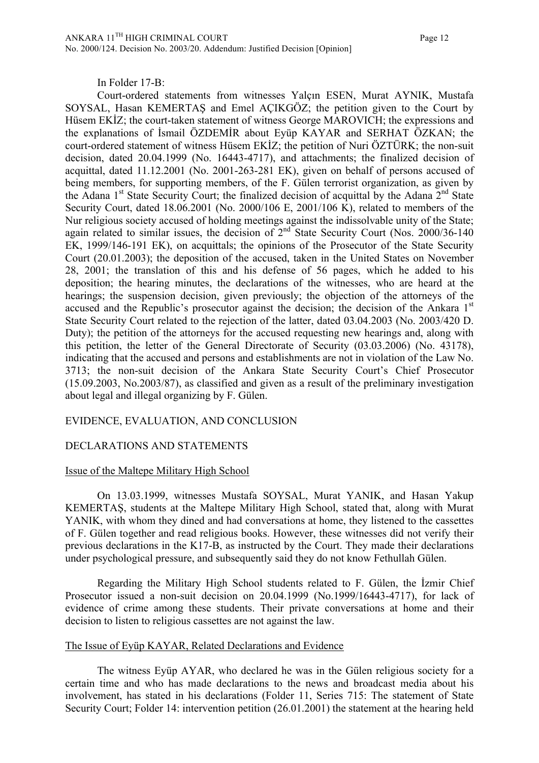In Folder 17-B:

Court-ordered statements from witnesses Yalçın ESEN, Murat AYNIK, Mustafa SOYSAL, Hasan KEMERTAŞ and Emel AÇIKGÖZ; the petition given to the Court by Hüsem EKİZ; the court-taken statement of witness George MAROVICH; the expressions and the explanations of İsmail ÖZDEMİR about Eyüp KAYAR and SERHAT ÖZKAN; the court-ordered statement of witness Hüsem EKİZ; the petition of Nuri ÖZTÜRK; the non-suit decision, dated 20.04.1999 (No. 16443-4717), and attachments; the finalized decision of acquittal, dated 11.12.2001 (No. 2001-263-281 EK), given on behalf of persons accused of being members, for supporting members, of the F. Gülen terrorist organization, as given by the Adana 1st State Security Court; the finalized decision of acquittal by the Adana 2nd State Security Court, dated 18.06.2001 (No. 2000/106 E, 2001/106 K), related to members of the Nur religious society accused of holding meetings against the indissolvable unity of the State; again related to similar issues, the decision of 2nd State Security Court (Nos. 2000/36-140 EK, 1999/146-191 EK), on acquittals; the opinions of the Prosecutor of the State Security Court (20.01.2003); the deposition of the accused, taken in the United States on November 28, 2001; the translation of this and his defense of 56 pages, which he added to his deposition; the hearing minutes, the declarations of the witnesses, who are heard at the hearings; the suspension decision, given previously; the objection of the attorneys of the accused and the Republic's prosecutor against the decision; the decision of the Ankara 1st State Security Court related to the rejection of the latter, dated 03.04.2003 (No. 2003/420 D. Duty); the petition of the attorneys for the accused requesting new hearings and, along with this petition, the letter of the General Directorate of Security (03.03.2006) (No. 43178), indicating that the accused and persons and establishments are not in violation of the Law No. 3713; the non-suit decision of the Ankara State Security Court's Chief Prosecutor (15.09.2003, No.2003/87), as classified and given as a result of the preliminary investigation about legal and illegal organizing by F. Gülen.

## EVIDENCE, EVALUATION, AND CONCLUSION

### DECLARATIONS AND STATEMENTS

#### Issue of the Maltepe Military High School

On 13.03.1999, witnesses Mustafa SOYSAL, Murat YANIK, and Hasan Yakup KEMERTAŞ, students at the Maltepe Military High School, stated that, along with Murat YANIK, with whom they dined and had conversations at home, they listened to the cassettes of F. Gülen together and read religious books. However, these witnesses did not verify their previous declarations in the K17-B, as instructed by the Court. They made their declarations under psychological pressure, and subsequently said they do not know Fethullah Gülen.

Regarding the Military High School students related to F. Gülen, the İzmir Chief Prosecutor issued a non-suit decision on 20.04.1999 (No.1999/16443-4717), for lack of evidence of crime among these students. Their private conversations at home and their decision to listen to religious cassettes are not against the law.

#### The Issue of Eyüp KAYAR, Related Declarations and Evidence

The witness Eyüp AYAR, who declared he was in the Gülen religious society for a certain time and who has made declarations to the news and broadcast media about his involvement, has stated in his declarations (Folder 11, Series 715: The statement of State Security Court; Folder 14: intervention petition (26.01.2001) the statement at the hearing held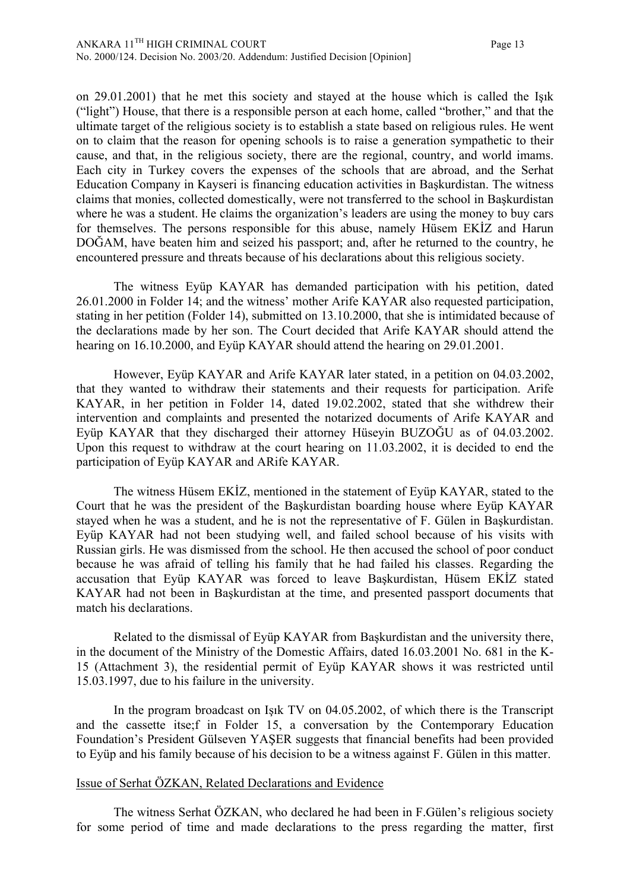on 29.01.2001) that he met this society and stayed at the house which is called the Işık ("light") House, that there is a responsible person at each home, called "brother," and that the ultimate target of the religious society is to establish a state based on religious rules. He went on to claim that the reason for opening schools is to raise a generation sympathetic to their cause, and that, in the religious society, there are the regional, country, and world imams. Each city in Turkey covers the expenses of the schools that are abroad, and the Serhat Education Company in Kayseri is financing education activities in Başkurdistan. The witness claims that monies, collected domestically, were not transferred to the school in Başkurdistan where he was a student. He claims the organization's leaders are using the money to buy cars for themselves. The persons responsible for this abuse, namely Hüsem EKİZ and Harun DOĞAM, have beaten him and seized his passport; and, after he returned to the country, he encountered pressure and threats because of his declarations about this religious society.

The witness Eyüp KAYAR has demanded participation with his petition, dated 26.01.2000 in Folder 14; and the witness' mother Arife KAYAR also requested participation, stating in her petition (Folder 14), submitted on 13.10.2000, that she is intimidated because of the declarations made by her son. The Court decided that Arife KAYAR should attend the hearing on 16.10.2000, and Eyüp KAYAR should attend the hearing on 29.01.2001.

However, Eyüp KAYAR and Arife KAYAR later stated, in a petition on 04.03.2002, that they wanted to withdraw their statements and their requests for participation. Arife KAYAR, in her petition in Folder 14, dated 19.02.2002, stated that she withdrew their intervention and complaints and presented the notarized documents of Arife KAYAR and Eyüp KAYAR that they discharged their attorney Hüseyin BUZOĞU as of 04.03.2002. Upon this request to withdraw at the court hearing on 11.03.2002, it is decided to end the participation of Eyüp KAYAR and ARife KAYAR.

The witness Hüsem EKİZ, mentioned in the statement of Eyüp KAYAR, stated to the Court that he was the president of the Başkurdistan boarding house where Eyüp KAYAR stayed when he was a student, and he is not the representative of F. Gülen in Başkurdistan. Eyüp KAYAR had not been studying well, and failed school because of his visits with Russian girls. He was dismissed from the school. He then accused the school of poor conduct because he was afraid of telling his family that he had failed his classes. Regarding the accusation that Eyüp KAYAR was forced to leave Başkurdistan, Hüsem EKİZ stated KAYAR had not been in Başkurdistan at the time, and presented passport documents that match his declarations.

Related to the dismissal of Eyüp KAYAR from Başkurdistan and the university there, in the document of the Ministry of the Domestic Affairs, dated 16.03.2001 No. 681 in the K-15 (Attachment 3), the residential permit of Eyüp KAYAR shows it was restricted until 15.03.1997, due to his failure in the university.

In the program broadcast on Işık TV on 04.05.2002, of which there is the Transcript and the cassette itse;f in Folder 15, a conversation by the Contemporary Education Foundation's President Gülseven YAŞER suggests that financial benefits had been provided to Eyüp and his family because of his decision to be a witness against F. Gülen in this matter.

## Issue of Serhat ÖZKAN, Related Declarations and Evidence

The witness Serhat ÖZKAN, who declared he had been in F.Gülen's religious society for some period of time and made declarations to the press regarding the matter, first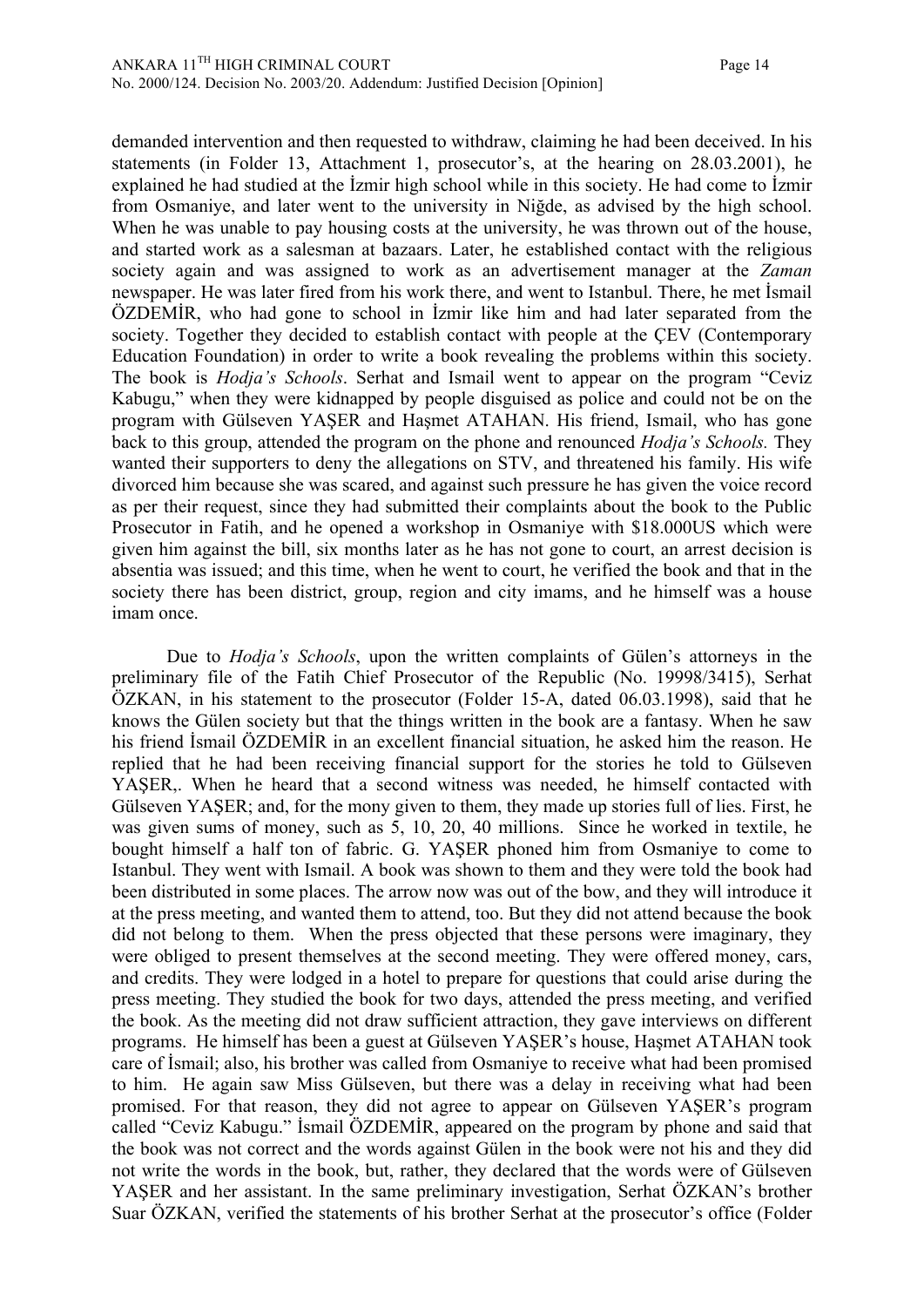demanded intervention and then requested to withdraw, claiming he had been deceived. In his statements (in Folder 13, Attachment 1, prosecutor's, at the hearing on 28.03.2001), he explained he had studied at the İzmir high school while in this society. He had come to İzmir from Osmaniye, and later went to the university in Niğde, as advised by the high school. When he was unable to pay housing costs at the university, he was thrown out of the house, and started work as a salesman at bazaars. Later, he established contact with the religious society again and was assigned to work as an advertisement manager at the *Zaman* newspaper. He was later fired from his work there, and went to Istanbul. There, he met İsmail ÖZDEMİR, who had gone to school in İzmir like him and had later separated from the society. Together they decided to establish contact with people at the ÇEV (Contemporary Education Foundation) in order to write a book revealing the problems within this society. The book is *Hodja's Schools*. Serhat and Ismail went to appear on the program "Ceviz Kabugu," when they were kidnapped by people disguised as police and could not be on the program with Gülseven YAŞER and Haşmet ATAHAN. His friend, Ismail, who has gone back to this group, attended the program on the phone and renounced *Hodja's Schools.* They wanted their supporters to deny the allegations on STV, and threatened his family. His wife divorced him because she was scared, and against such pressure he has given the voice record as per their request, since they had submitted their complaints about the book to the Public Prosecutor in Fatih, and he opened a workshop in Osmaniye with $18.000US which were given him against the bill, six months later as he has not gone to court, an arrest decision is absentia was issued; and this time, when he went to court, he verified the book and that in the society there has been district, group, region and city imams, and he himself was a house imam once.

Due to *Hodja's Schools*, upon the written complaints of Gülen's attorneys in the preliminary file of the Fatih Chief Prosecutor of the Republic (No. 19998/3415), Serhat ÖZKAN, in his statement to the prosecutor (Folder 15-A, dated 06.03.1998), said that he knows the Gülen society but that the things written in the book are a fantasy. When he saw his friend İsmail ÖZDEMİR in an excellent financial situation, he asked him the reason. He replied that he had been receiving financial support for the stories he told to Gülseven YAŞER,. When he heard that a second witness was needed, he himself contacted with Gülseven YAŞER; and, for the mony given to them, they made up stories full of lies. First, he was given sums of money, such as 5, 10, 20, 40 millions. Since he worked in textile, he bought himself a half ton of fabric. G. YAŞER phoned him from Osmaniye to come to Istanbul. They went with Ismail. A book was shown to them and they were told the book had been distributed in some places. The arrow now was out of the bow, and they will introduce it at the press meeting, and wanted them to attend, too. But they did not attend because the book did not belong to them. When the press objected that these persons were imaginary, they were obliged to present themselves at the second meeting. They were offered money, cars, and credits. They were lodged in a hotel to prepare for questions that could arise during the press meeting. They studied the book for two days, attended the press meeting, and verified the book. As the meeting did not draw sufficient attraction, they gave interviews on different programs. He himself has been a guest at Gülseven YAŞER's house, Haşmet ATAHAN took care of İsmail; also, his brother was called from Osmaniye to receive what had been promised to him. He again saw Miss Gülseven, but there was a delay in receiving what had been promised. For that reason, they did not agree to appear on Gülseven YAŞER's program called "Ceviz Kabugu." İsmail ÖZDEMİR, appeared on the program by phone and said that the book was not correct and the words against Gülen in the book were not his and they did not write the words in the book, but, rather, they declared that the words were of Gülseven YAŞER and her assistant. In the same preliminary investigation, Serhat ÖZKAN's brother Suar ÖZKAN, verified the statements of his brother Serhat at the prosecutor's office (Folder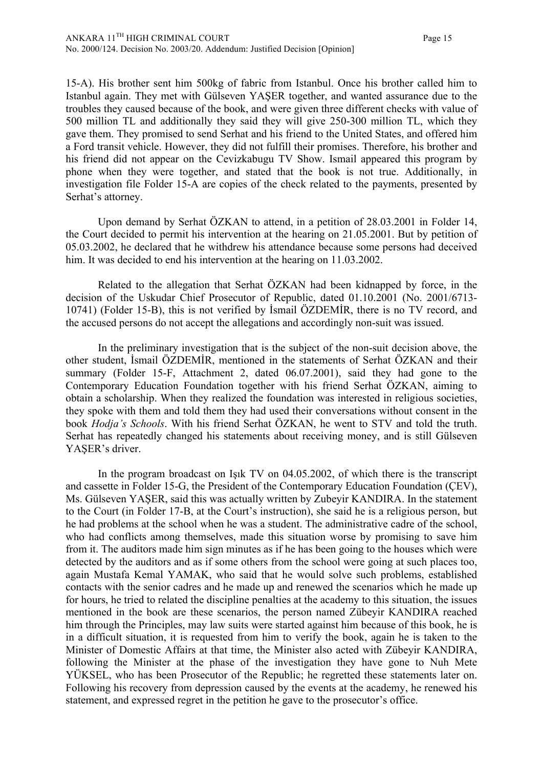15-A). His brother sent him 500kg of fabric from Istanbul. Once his brother called him to Istanbul again. They met with Gülseven YAŞER together, and wanted assurance due to the troubles they caused because of the book, and were given three different checks with value of 500 million TL and additionally they said they will give 250-300 million TL, which they gave them. They promised to send Serhat and his friend to the United States, and offered him a Ford transit vehicle. However, they did not fulfill their promises. Therefore, his brother and his friend did not appear on the Cevizkabugu TV Show. Ismail appeared this program by phone when they were together, and stated that the book is not true. Additionally, in investigation file Folder 15-A are copies of the check related to the payments, presented by Serhat's attorney.

Upon demand by Serhat ÖZKAN to attend, in a petition of 28.03.2001 in Folder 14, the Court decided to permit his intervention at the hearing on 21.05.2001. But by petition of 05.03.2002, he declared that he withdrew his attendance because some persons had deceived him. It was decided to end his intervention at the hearing on 11.03.2002.

Related to the allegation that Serhat ÖZKAN had been kidnapped by force, in the decision of the Uskudar Chief Prosecutor of Republic, dated 01.10.2001 (No. 2001/6713-10741) (Folder 15-B), this is not verified by İsmail ÖZDEMİR, there is no TV record, and the accused persons do not accept the allegations and accordingly non-suit was issued.

In the preliminary investigation that is the subject of the non-suit decision above, the other student, İsmail ÖZDEMİR, mentioned in the statements of Serhat ÖZKAN and their summary (Folder 15-F, Attachment 2, dated 06.07.2001), said they had gone to the Contemporary Education Foundation together with his friend Serhat ÖZKAN, aiming to obtain a scholarship. When they realized the foundation was interested in religious societies, they spoke with them and told them they had used their conversations without consent in the book *Hodja's Schools*. With his friend Serhat ÖZKAN, he went to STV and told the truth. Serhat has repeatedly changed his statements about receiving money, and is still Gülseven YAŞER's driver.

In the program broadcast on Işık TV on 04.05.2002, of which there is the transcript and cassette in Folder 15-G, the President of the Contemporary Education Foundation (ÇEV), Ms. Gülseven YAŞER, said this was actually written by Zubeyir KANDIRA. In the statement to the Court (in Folder 17-B, at the Court's instruction), she said he is a religious person, but he had problems at the school when he was a student. The administrative cadre of the school, who had conflicts among themselves, made this situation worse by promising to save him from it. The auditors made him sign minutes as if he has been going to the houses which were detected by the auditors and as if some others from the school were going at such places too, again Mustafa Kemal YAMAK, who said that he would solve such problems, established contacts with the senior cadres and he made up and renewed the scenarios which he made up for hours, he tried to related the discipline penalties at the academy to this situation, the issues mentioned in the book are these scenarios, the person named Zübeyir KANDIRA reached him through the Principles, may law suits were started against him because of this book, he is in a difficult situation, it is requested from him to verify the book, again he is taken to the Minister of Domestic Affairs at that time, the Minister also acted with Zübeyir KANDIRA, following the Minister at the phase of the investigation they have gone to Nuh Mete YÜKSEL, who has been Prosecutor of the Republic; he regretted these statements later on. Following his recovery from depression caused by the events at the academy, he renewed his statement, and expressed regret in the petition he gave to the prosecutor's office.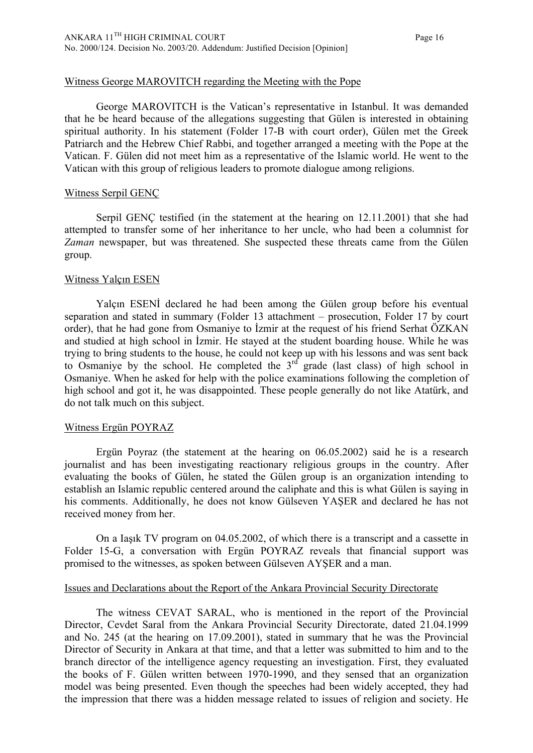Witness George MAROVITCH regarding the Meeting with the Pope

George MAROVITCH is the Vatican's representative in Istanbul. It was demanded that he be heard because of the allegations suggesting that Gülen is interested in obtaining spiritual authority. In his statement (Folder 17-B with court order), Gülen met the Greek Patriarch and the Hebrew Chief Rabbi, and together arranged a meeting with the Pope at the Vatican. F. Gülen did not meet him as a representative of the Islamic world. He went to the Vatican with this group of religious leaders to promote dialogue among religions.

Witness Serpil GENÇ

Serpil GENÇ testified (in the statement at the hearing on 12.11.2001) that she had attempted to transfer some of her inheritance to her uncle, who had been a columnist for *Zaman* newspaper, but was threatened. She suspected these threats came from the Gülen group.

Witness Yalçın ESEN

Yalçın ESENİ declared he had been among the Gülen group before his eventual separation and stated in summary (Folder 13 attachment – prosecution, Folder 17 by court order), that he had gone from Osmaniye to İzmir at the request of his friend Serhat ÖZKAN and studied at high school in İzmir. He stayed at the student boarding house. While he was trying to bring students to the house, he could not keep up with his lessons and was sent back to Osmaniye by the school. He completed the 3rd grade (last class) of high school in Osmaniye. When he asked for help with the police examinations following the completion of high school and got it, he was disappointed. These people generally do not like Atatürk, and do not talk much on this subject.

Witness Ergün POYRAZ

Ergün Poyraz (the statement at the hearing on 06.05.2002) said he is a research journalist and has been investigating reactionary religious groups in the country. After evaluating the books of Gülen, he stated the Gülen group is an organization intending to establish an Islamic republic centered around the caliphate and this is what Gülen is saying in his comments. Additionally, he does not know Gülseven YAŞER and declared he has not received money from her.

On a Iaşık TV program on 04.05.2002, of which there is a transcript and a cassette in Folder 15-G, a conversation with Ergün POYRAZ reveals that financial support was promised to the witnesses, as spoken between Gülseven AYŞER and a man.

Issues and Declarations about the Report of the Ankara Provincial Security Directorate

The witness CEVAT SARAL, who is mentioned in the report of the Provincial Director, Cevdet Saral from the Ankara Provincial Security Directorate, dated 21.04.1999 and No. 245 (at the hearing on 17.09.2001), stated in summary that he was the Provincial Director of Security in Ankara at that time, and that a letter was submitted to him and to the branch director of the intelligence agency requesting an investigation. First, they evaluated the books of F. Gülen written between 1970-1990, and they sensed that an organization model was being presented. Even though the speeches had been widely accepted, they had the impression that there was a hidden message related to issues of religion and society. He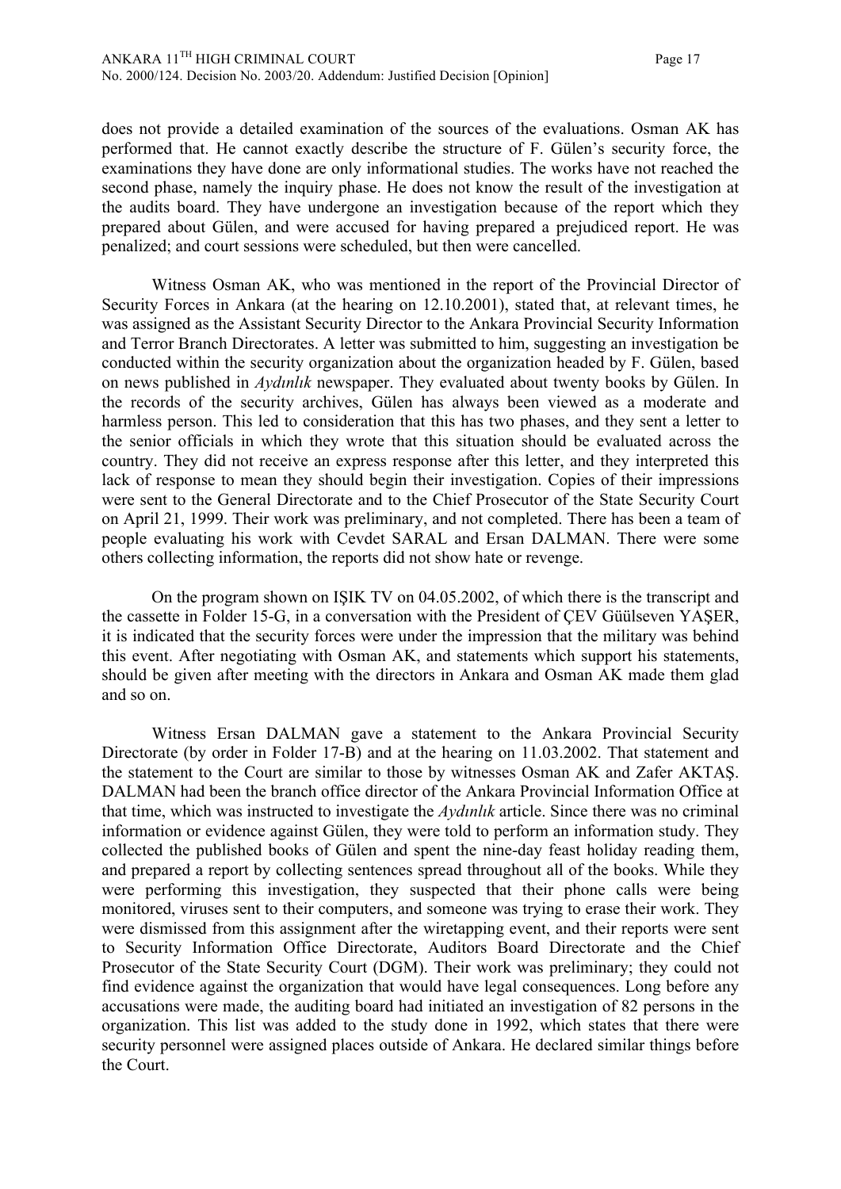does not provide a detailed examination of the sources of the evaluations. Osman AK has performed that. He cannot exactly describe the structure of F. Gülen's security force, the examinations they have done are only informational studies. The works have not reached the second phase, namely the inquiry phase. He does not know the result of the investigation at the audits board. They have undergone an investigation because of the report which they prepared about Gülen, and were accused for having prepared a prejudiced report. He was penalized; and court sessions were scheduled, but then were cancelled.

Witness Osman AK, who was mentioned in the report of the Provincial Director of Security Forces in Ankara (at the hearing on 12.10.2001), stated that, at relevant times, he was assigned as the Assistant Security Director to the Ankara Provincial Security Information and Terror Branch Directorates. A letter was submitted to him, suggesting an investigation be conducted within the security organization about the organization headed by F. Gülen, based on news published in *Aydınlık* newspaper. They evaluated about twenty books by Gülen. In the records of the security archives, Gülen has always been viewed as a moderate and harmless person. This led to consideration that this has two phases, and they sent a letter to the senior officials in which they wrote that this situation should be evaluated across the country. They did not receive an express response after this letter, and they interpreted this lack of response to mean they should begin their investigation. Copies of their impressions were sent to the General Directorate and to the Chief Prosecutor of the State Security Court on April 21, 1999. Their work was preliminary, and not completed. There has been a team of people evaluating his work with Cevdet SARAL and Ersan DALMAN. There were some others collecting information, the reports did not show hate or revenge.

On the program shown on IŞIK TV on 04.05.2002, of which there is the transcript and the cassette in Folder 15-G, in a conversation with the President of ÇEV Güülseven YAŞER, it is indicated that the security forces were under the impression that the military was behind this event. After negotiating with Osman AK, and statements which support his statements, should be given after meeting with the directors in Ankara and Osman AK made them glad and so on.

Witness Ersan DALMAN gave a statement to the Ankara Provincial Security Directorate (by order in Folder 17-B) and at the hearing on 11.03.2002. That statement and the statement to the Court are similar to those by witnesses Osman AK and Zafer AKTAŞ. DALMAN had been the branch office director of the Ankara Provincial Information Office at that time, which was instructed to investigate the *Aydınlık* article. Since there was no criminal information or evidence against Gülen, they were told to perform an information study. They collected the published books of Gülen and spent the nine-day feast holiday reading them, and prepared a report by collecting sentences spread throughout all of the books. While they were performing this investigation, they suspected that their phone calls were being monitored, viruses sent to their computers, and someone was trying to erase their work. They were dismissed from this assignment after the wiretapping event, and their reports were sent to Security Information Office Directorate, Auditors Board Directorate and the Chief Prosecutor of the State Security Court (DGM). Their work was preliminary; they could not find evidence against the organization that would have legal consequences. Long before any accusations were made, the auditing board had initiated an investigation of 82 persons in the organization. This list was added to the study done in 1992, which states that there were security personnel were assigned places outside of Ankara. He declared similar things before the Court.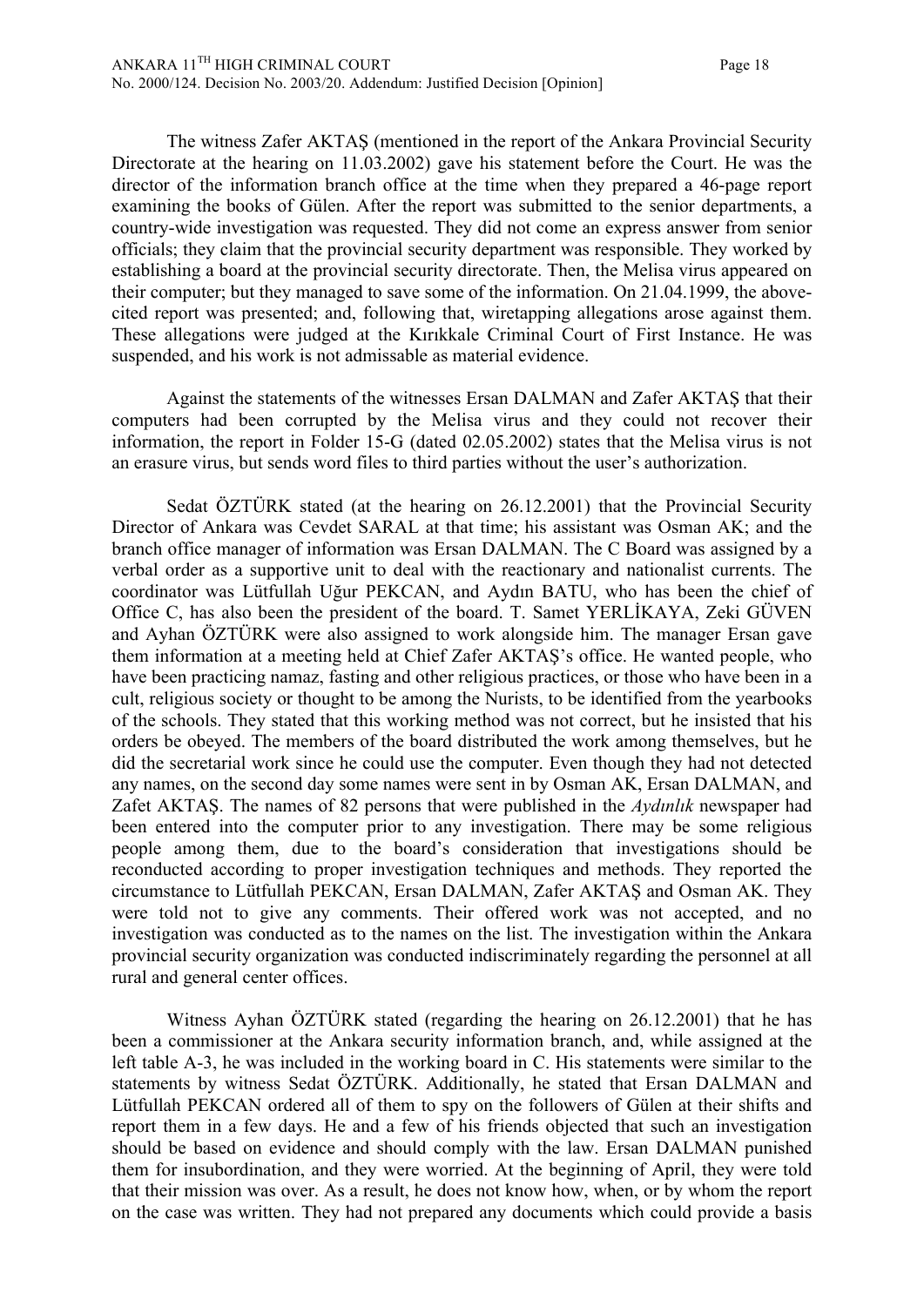The witness Zafer AKTAŞ (mentioned in the report of the Ankara Provincial Security Directorate at the hearing on 11.03.2002) gave his statement before the Court. He was the director of the information branch office at the time when they prepared a 46-page report examining the books of Gülen. After the report was submitted to the senior departments, a country-wide investigation was requested. They did not come an express answer from senior officials; they claim that the provincial security department was responsible. They worked by establishing a board at the provincial security directorate. Then, the Melisa virus appeared on their computer; but they managed to save some of the information. On 21.04.1999, the above-cited report was presented; and, following that, wiretapping allegations arose against them. These allegations were judged at the Kırıkkale Criminal Court of First Instance. He was suspended, and his work is not admissable as material evidence.

Against the statements of the witnesses Ersan DALMAN and Zafer AKTAŞ that their computers had been corrupted by the Melisa virus and they could not recover their information, the report in Folder 15-G (dated 02.05.2002) states that the Melisa virus is not an erasure virus, but sends word files to third parties without the user's authorization.

Sedat ÖZTÜRK stated (at the hearing on 26.12.2001) that the Provincial Security Director of Ankara was Cevdet SARAL at that time; his assistant was Osman AK; and the branch office manager of information was Ersan DALMAN. The C Board was assigned by a verbal order as a supportive unit to deal with the reactionary and nationalist currents. The coordinator was Lütfullah Uğur PEKCAN, and Aydın BATU, who has been the chief of Office C, has also been the president of the board. T. Samet YERLİKAYA, Zeki GÜVEN and Ayhan ÖZTÜRK were also assigned to work alongside him. The manager Ersan gave them information at a meeting held at Chief Zafer AKTAŞ's office. He wanted people, who have been practicing namaz, fasting and other religious practices, or those who have been in a cult, religious society or thought to be among the Nurists, to be identified from the yearbooks of the schools. They stated that this working method was not correct, but he insisted that his orders be obeyed. The members of the board distributed the work among themselves, but he did the secretarial work since he could use the computer. Even though they had not detected any names, on the second day some names were sent in by Osman AK, Ersan DALMAN, and Zafet AKTAŞ. The names of 82 persons that were published in the *Aydınlık* newspaper had been entered into the computer prior to any investigation. There may be some religious people among them, due to the board's consideration that investigations should be reconducted according to proper investigation techniques and methods. They reported the circumstance to Lütfullah PEKCAN, Ersan DALMAN, Zafer AKTAŞ and Osman AK. They were told not to give any comments. Their offered work was not accepted, and no investigation was conducted as to the names on the list. The investigation within the Ankara provincial security organization was conducted indiscriminately regarding the personnel at all rural and general center offices.

Witness Ayhan ÖZTÜRK stated (regarding the hearing on 26.12.2001) that he has been a commissioner at the Ankara security information branch, and, while assigned at the left table A-3, he was included in the working board in C. His statements were similar to the statements by witness Sedat ÖZTÜRK. Additionally, he stated that Ersan DALMAN and Lütfullah PEKCAN ordered all of them to spy on the followers of Gülen at their shifts and report them in a few days. He and a few of his friends objected that such an investigation should be based on evidence and should comply with the law. Ersan DALMAN punished them for insubordination, and they were worried. At the beginning of April, they were told that their mission was over. As a result, he does not know how, when, or by whom the report on the case was written. They had not prepared any documents which could provide a basis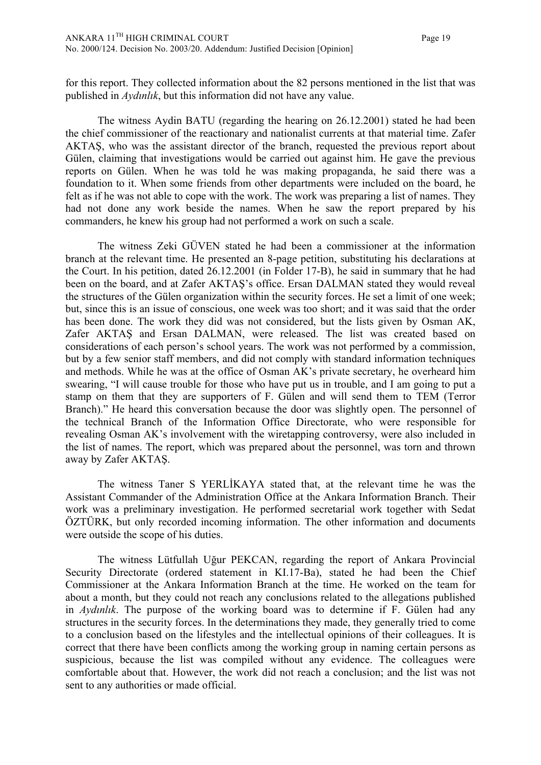for this report. They collected information about the 82 persons mentioned in the list that was published in *Aydınlık*, but this information did not have any value.

The witness Aydin BATU (regarding the hearing on 26.12.2001) stated he had been the chief commissioner of the reactionary and nationalist currents at that material time. Zafer AKTAŞ, who was the assistant director of the branch, requested the previous report about Gülen, claiming that investigations would be carried out against him. He gave the previous reports on Gülen. When he was told he was making propaganda, he said there was a foundation to it. When some friends from other departments were included on the board, he felt as if he was not able to cope with the work. The work was preparing a list of names. They had not done any work beside the names. When he saw the report prepared by his commanders, he knew his group had not performed a work on such a scale.

The witness Zeki GÜVEN stated he had been a commissioner at the information branch at the relevant time. He presented an 8-page petition, substituting his declarations at the Court. In his petition, dated 26.12.2001 (in Folder 17-B), he said in summary that he had been on the board, and at Zafer AKTAŞ's office. Ersan DALMAN stated they would reveal the structures of the Gülen organization within the security forces. He set a limit of one week; but, since this is an issue of conscious, one week was too short; and it was said that the order has been done. The work they did was not considered, but the lists given by Osman AK, Zafer AKTAŞ and Ersan DALMAN, were released. The list was created based on considerations of each person's school years. The work was not performed by a commission, but by a few senior staff members, and did not comply with standard information techniques and methods. While he was at the office of Osman AK's private secretary, he overheard him swearing, "I will cause trouble for those who have put us in trouble, and I am going to put a stamp on them that they are supporters of F. Gülen and will send them to TEM (Terror Branch)." He heard this conversation because the door was slightly open. The personnel of the technical Branch of the Information Office Directorate, who were responsible for revealing Osman AK's involvement with the wiretapping controversy, were also included in the list of names. The report, which was prepared about the personnel, was torn and thrown away by Zafer AKTAŞ.

The witness Taner S YERLİKAYA stated that, at the relevant time he was the Assistant Commander of the Administration Office at the Ankara Information Branch. Their work was a preliminary investigation. He performed secretarial work together with Sedat ÖZTÜRK, but only recorded incoming information. The other information and documents were outside the scope of his duties.

The witness Lütfullah Uğur PEKCAN, regarding the report of Ankara Provincial Security Directorate (ordered statement in KI.17-Ba), stated he had been the Chief Commissioner at the Ankara Information Branch at the time. He worked on the team for about a month, but they could not reach any conclusions related to the allegations published in *Aydınlık*. The purpose of the working board was to determine if F. Gülen had any structures in the security forces. In the determinations they made, they generally tried to come to a conclusion based on the lifestyles and the intellectual opinions of their colleagues. It is correct that there have been conflicts among the working group in naming certain persons as suspicious, because the list was compiled without any evidence. The colleagues were comfortable about that. However, the work did not reach a conclusion; and the list was not sent to any authorities or made official.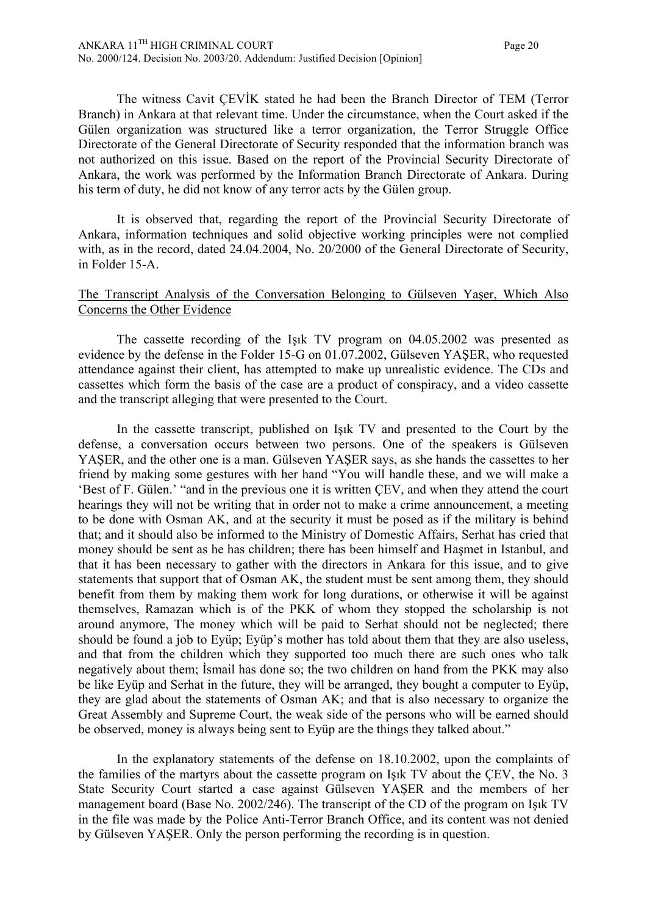The witness Cavit ÇEVİK stated he had been the Branch Director of TEM (Terror Branch) in Ankara at that relevant time. Under the circumstance, when the Court asked if the Gülen organization was structured like a terror organization, the Terror Struggle Office Directorate of the General Directorate of Security responded that the information branch was not authorized on this issue. Based on the report of the Provincial Security Directorate of Ankara, the work was performed by the Information Branch Directorate of Ankara. During his term of duty, he did not know of any terror acts by the Gülen group.

It is observed that, regarding the report of the Provincial Security Directorate of Ankara, information techniques and solid objective working principles were not complied with, as in the record, dated 24.04.2004, No. 20/2000 of the General Directorate of Security, in Folder 15-A.

<u>The Transcript Analysis of the Conversation Belonging to Gülseven Yaşer, Which Also Concerns the Other Evidence</u>

The cassette recording of the Işık TV program on 04.05.2002 was presented as evidence by the defense in the Folder 15-G on 01.07.2002, Gülseven YAŞER, who requested attendance against their client, has attempted to make up unrealistic evidence. The CDs and cassettes which form the basis of the case are a product of conspiracy, and a video cassette and the transcript alleging that were presented to the Court.

In the cassette transcript, published on Işık TV and presented to the Court by the defense, a conversation occurs between two persons. One of the speakers is Gülseven YAŞER, and the other one is a man. Gülseven YAŞER says, as she hands the cassettes to her friend by making some gestures with her hand "You will handle these, and we will make a 'Best of F. Gülen.' "and in the previous one it is written ÇEV, and when they attend the court hearings they will not be writing that in order not to make a crime announcement, a meeting to be done with Osman AK, and at the security it must be posed as if the military is behind that; and it should also be informed to the Ministry of Domestic Affairs, Serhat has cried that money should be sent as he has children; there has been himself and Haşmet in Istanbul, and that it has been necessary to gather with the directors in Ankara for this issue, and to give statements that support that of Osman AK, the student must be sent among them, they should benefit from them by making them work for long durations, or otherwise it will be against themselves, Ramazan which is of the PKK of whom they stopped the scholarship is not around anymore, The money which will be paid to Serhat should not be neglected; there should be found a job to Eyüp; Eyüp's mother has told about them that they are also useless, and that from the children which they supported too much there are such ones who talk negatively about them; İsmail has done so; the two children on hand from the PKK may also be like Eyüp and Serhat in the future, they will be arranged, they bought a computer to Eyüp, they are glad about the statements of Osman AK; and that is also necessary to organize the Great Assembly and Supreme Court, the weak side of the persons who will be earned should be observed, money is always being sent to Eyüp are the things they talked about."

In the explanatory statements of the defense on 18.10.2002, upon the complaints of the families of the martyrs about the cassette program on Işık TV about the ÇEV, the No. 3 State Security Court started a case against Gülseven YAŞER and the members of her management board (Base No. 2002/246). The transcript of the CD of the program on Işık TV in the file was made by the Police Anti-Terror Branch Office, and its content was not denied by Gülseven YAŞER. Only the person performing the recording is in question.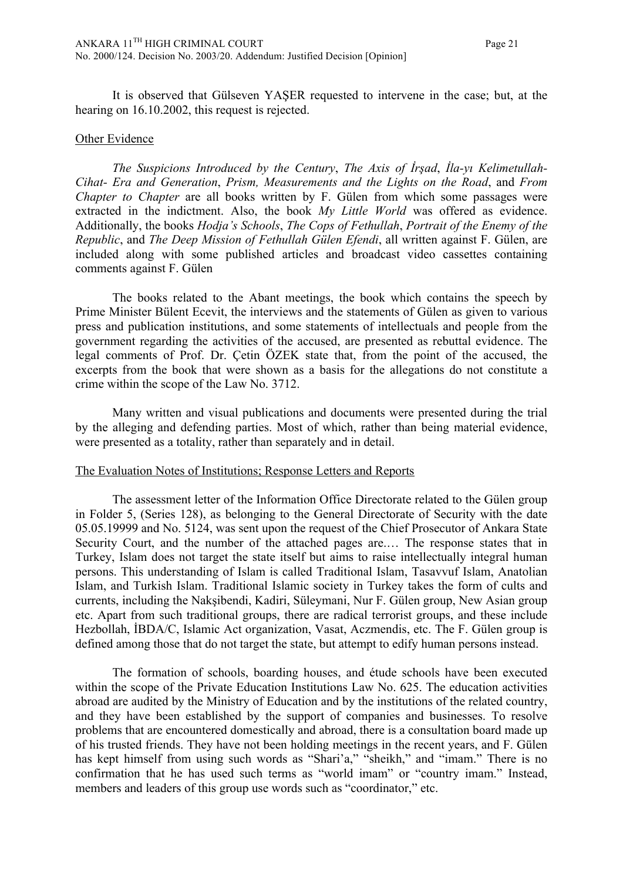It is observed that Gülseven YAŞER requested to intervene in the case; but, at the hearing on 16.10.2002, this request is rejected.

Other Evidence

*The Suspicions Introduced by the Century*, *The Axis of İrşad*, *İla-yı Kelimetullah-Cihat- Era and Generation*, *Prism, Measurements and the Lights on the Road*, and *From Chapter to Chapter* are all books written by F. Gülen from which some passages were extracted in the indictment. Also, the book *My Little World* was offered as evidence. Additionally, the books *Hodja's Schools*, *The Cops of Fethullah*, *Portrait of the Enemy of the Republic*, and *The Deep Mission of Fethullah Gülen Efendi*, all written against F. Gülen, are included along with some published articles and broadcast video cassettes containing comments against F. Gülen

The books related to the Abant meetings, the book which contains the speech by Prime Minister Bülent Ecevit, the interviews and the statements of Gülen as given to various press and publication institutions, and some statements of intellectuals and people from the government regarding the activities of the accused, are presented as rebuttal evidence. The legal comments of Prof. Dr. Çetin ÖZEK state that, from the point of the accused, the excerpts from the book that were shown as a basis for the allegations do not constitute a crime within the scope of the Law No. 3712.

Many written and visual publications and documents were presented during the trial by the alleging and defending parties. Most of which, rather than being material evidence, were presented as a totality, rather than separately and in detail.

The Evaluation Notes of Institutions; Response Letters and Reports

The assessment letter of the Information Office Directorate related to the Gülen group in Folder 5, (Series 128), as belonging to the General Directorate of Security with the date 05.05.19999 and No. 5124, was sent upon the request of the Chief Prosecutor of Ankara State Security Court, and the number of the attached pages are.… The response states that in Turkey, Islam does not target the state itself but aims to raise intellectually integral human persons. This understanding of Islam is called Traditional Islam, Tasavvuf Islam, Anatolian Islam, and Turkish Islam. Traditional Islamic society in Turkey takes the form of cults and currents, including the Nakşibendi, Kadiri, Süleymani, Nur F. Gülen group, New Asian group etc. Apart from such traditional groups, there are radical terrorist groups, and these include Hezbollah, İBDA/C, Islamic Act organization, Vasat, Aczmendis, etc. The F. Gülen group is defined among those that do not target the state, but attempt to edify human persons instead.

The formation of schools, boarding houses, and étude schools have been executed within the scope of the Private Education Institutions Law No. 625. The education activities abroad are audited by the Ministry of Education and by the institutions of the related country, and they have been established by the support of companies and businesses. To resolve problems that are encountered domestically and abroad, there is a consultation board made up of his trusted friends. They have not been holding meetings in the recent years, and F. Gülen has kept himself from using such words as "Shari'a," "sheikh," and "imam." There is no confirmation that he has used such terms as "world imam" or "country imam." Instead, members and leaders of this group use words such as "coordinator," etc.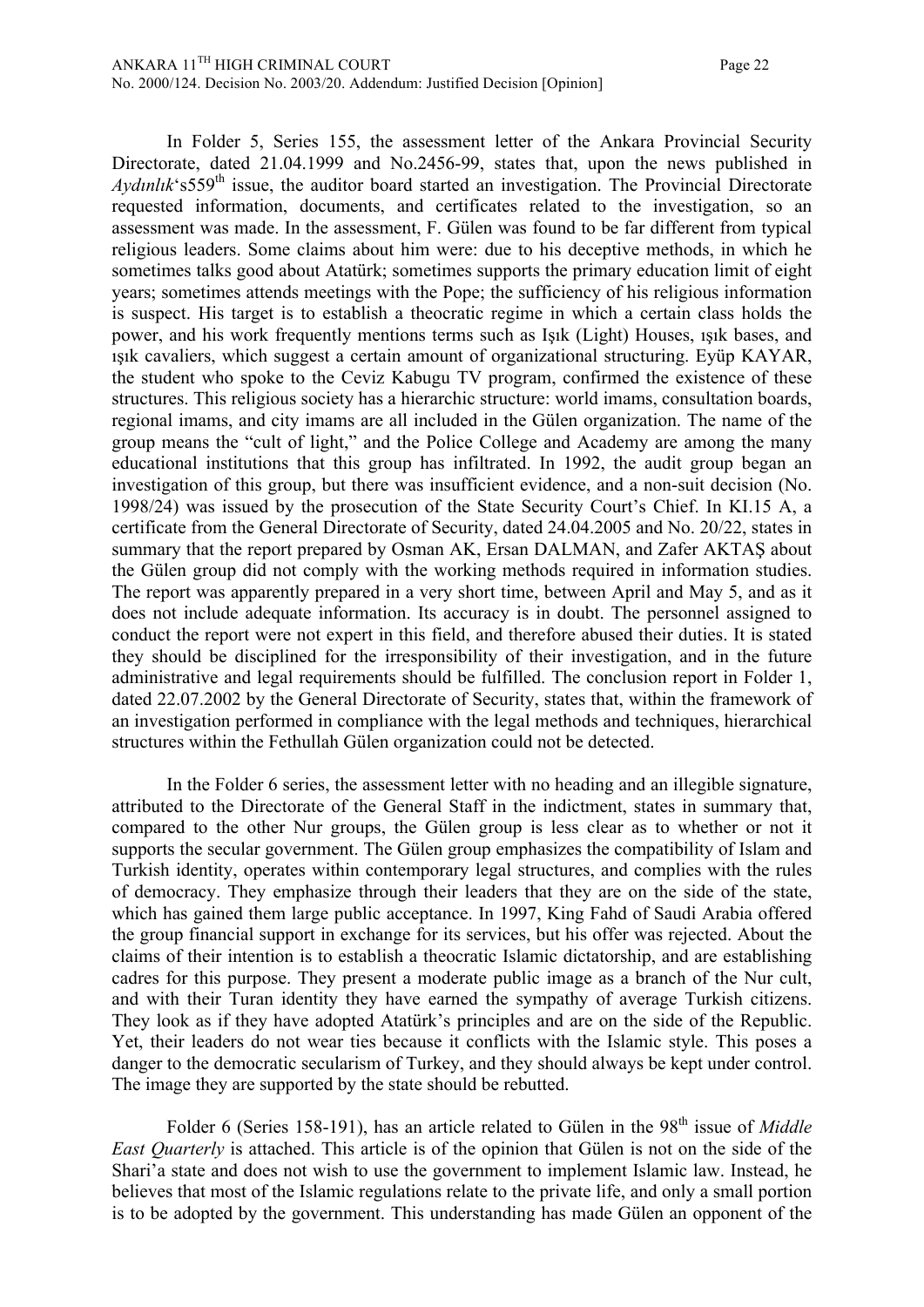In Folder 5, Series 155, the assessment letter of the Ankara Provincial Security Directorate, dated 21.04.1999 and No.2456-99, states that, upon the news published in *Aydınlık*'s559[th] issue, the auditor board started an investigation. The Provincial Directorate requested information, documents, and certificates related to the investigation, so an assessment was made. In the assessment, F. Gülen was found to be far different from typical religious leaders. Some claims about him were: due to his deceptive methods, in which he sometimes talks good about Atatürk; sometimes supports the primary education limit of eight years; sometimes attends meetings with the Pope; the sufficiency of his religious information is suspect. His target is to establish a theocratic regime in which a certain class holds the power, and his work frequently mentions terms such as Işık (Light) Houses, ışık bases, and ışık cavaliers, which suggest a certain amount of organizational structuring. Eyüp KAYAR, the student who spoke to the Ceviz Kabugu TV program, confirmed the existence of these structures. This religious society has a hierarchic structure: world imams, consultation boards, regional imams, and city imams are all included in the Gülen organization. The name of the group means the "cult of light," and the Police College and Academy are among the many educational institutions that this group has infiltrated. In 1992, the audit group began an investigation of this group, but there was insufficient evidence, and a non-suit decision (No. 1998/24) was issued by the prosecution of the State Security Court's Chief. In KI.15 A, a certificate from the General Directorate of Security, dated 24.04.2005 and No. 20/22, states in summary that the report prepared by Osman AK, Ersan DALMAN, and Zafer AKTAŞ about the Gülen group did not comply with the working methods required in information studies. The report was apparently prepared in a very short time, between April and May 5, and as it does not include adequate information. Its accuracy is in doubt. The personnel assigned to conduct the report were not expert in this field, and therefore abused their duties. It is stated they should be disciplined for the irresponsibility of their investigation, and in the future administrative and legal requirements should be fulfilled. The conclusion report in Folder 1, dated 22.07.2002 by the General Directorate of Security, states that, within the framework of an investigation performed in compliance with the legal methods and techniques, hierarchical structures within the Fethullah Gülen organization could not be detected.

In the Folder 6 series, the assessment letter with no heading and an illegible signature, attributed to the Directorate of the General Staff in the indictment, states in summary that, compared to the other Nur groups, the Gülen group is less clear as to whether or not it supports the secular government. The Gülen group emphasizes the compatibility of Islam and Turkish identity, operates within contemporary legal structures, and complies with the rules of democracy. They emphasize through their leaders that they are on the side of the state, which has gained them large public acceptance. In 1997, King Fahd of Saudi Arabia offered the group financial support in exchange for its services, but his offer was rejected. About the claims of their intention is to establish a theocratic Islamic dictatorship, and are establishing cadres for this purpose. They present a moderate public image as a branch of the Nur cult, and with their Turan identity they have earned the sympathy of average Turkish citizens. They look as if they have adopted Atatürk's principles and are on the side of the Republic. Yet, their leaders do not wear ties because it conflicts with the Islamic style. This poses a danger to the democratic secularism of Turkey, and they should always be kept under control. The image they are supported by the state should be rebutted.

Folder 6 (Series 158-191), has an article related to Gülen in the 98[th] issue of *Middle East Quarterly* is attached. This article is of the opinion that Gülen is not on the side of the Shari'a state and does not wish to use the government to implement Islamic law. Instead, he believes that most of the Islamic regulations relate to the private life, and only a small portion is to be adopted by the government. This understanding has made Gülen an opponent of the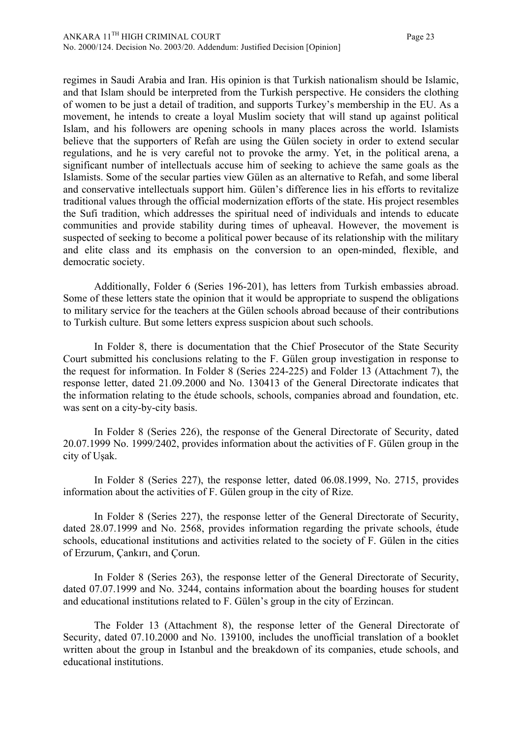regimes in Saudi Arabia and Iran. His opinion is that Turkish nationalism should be Islamic, and that Islam should be interpreted from the Turkish perspective. He considers the clothing of women to be just a detail of tradition, and supports Turkey's membership in the EU. As a movement, he intends to create a loyal Muslim society that will stand up against political Islam, and his followers are opening schools in many places across the world. Islamists believe that the supporters of Refah are using the Gülen society in order to extend secular regulations, and he is very careful not to provoke the army. Yet, in the political arena, a significant number of intellectuals accuse him of seeking to achieve the same goals as the Islamists. Some of the secular parties view Gülen as an alternative to Refah, and some liberal and conservative intellectuals support him. Gülen's difference lies in his efforts to revitalize traditional values through the official modernization efforts of the state. His project resembles the Sufi tradition, which addresses the spiritual need of individuals and intends to educate communities and provide stability during times of upheaval. However, the movement is suspected of seeking to become a political power because of its relationship with the military and elite class and its emphasis on the conversion to an open-minded, flexible, and democratic society.

Additionally, Folder 6 (Series 196-201), has letters from Turkish embassies abroad. Some of these letters state the opinion that it would be appropriate to suspend the obligations to military service for the teachers at the Gülen schools abroad because of their contributions to Turkish culture. But some letters express suspicion about such schools.

In Folder 8, there is documentation that the Chief Prosecutor of the State Security Court submitted his conclusions relating to the F. Gülen group investigation in response to the request for information. In Folder 8 (Series 224-225) and Folder 13 (Attachment 7), the response letter, dated 21.09.2000 and No. 130413 of the General Directorate indicates that the information relating to the étude schools, schools, companies abroad and foundation, etc. was sent on a city-by-city basis.

In Folder 8 (Series 226), the response of the General Directorate of Security, dated 20.07.1999 No. 1999/2402, provides information about the activities of F. Gülen group in the city of Uşak.

In Folder 8 (Series 227), the response letter, dated 06.08.1999, No. 2715, provides information about the activities of F. Gülen group in the city of Rize.

In Folder 8 (Series 227), the response letter of the General Directorate of Security, dated 28.07.1999 and No. 2568, provides information regarding the private schools, étude schools, educational institutions and activities related to the society of F. Gülen in the cities of Erzurum, Çankırı, and Çorun.

In Folder 8 (Series 263), the response letter of the General Directorate of Security, dated 07.07.1999 and No. 3244, contains information about the boarding houses for student and educational institutions related to F. Gülen's group in the city of Erzincan.

The Folder 13 (Attachment 8), the response letter of the General Directorate of Security, dated 07.10.2000 and No. 139100, includes the unofficial translation of a booklet written about the group in Istanbul and the breakdown of its companies, etude schools, and educational institutions.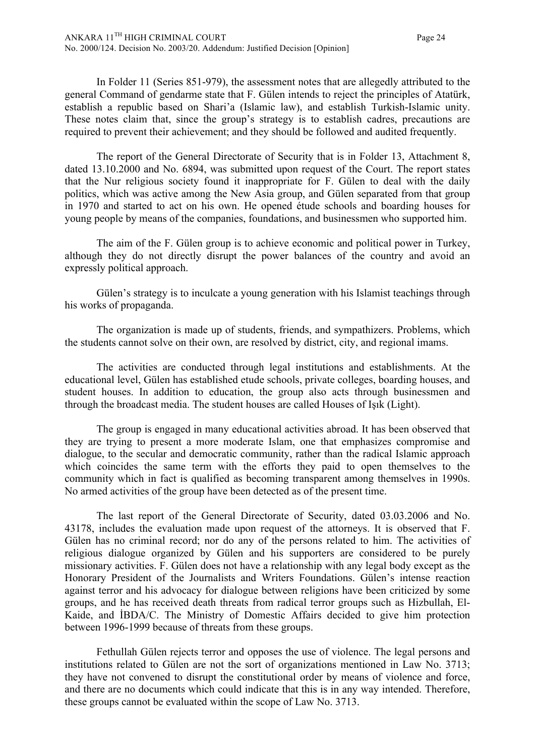In Folder 11 (Series 851-979), the assessment notes that are allegedly attributed to the general Command of gendarme state that F. Gülen intends to reject the principles of Atatürk, establish a republic based on Shari'a (Islamic law), and establish Turkish-Islamic unity. These notes claim that, since the group's strategy is to establish cadres, precautions are required to prevent their achievement; and they should be followed and audited frequently.

The report of the General Directorate of Security that is in Folder 13, Attachment 8, dated 13.10.2000 and No. 6894, was submitted upon request of the Court. The report states that the Nur religious society found it inappropriate for F. Gülen to deal with the daily politics, which was active among the New Asia group, and Gülen separated from that group in 1970 and started to act on his own. He opened étude schools and boarding houses for young people by means of the companies, foundations, and businessmen who supported him.

The aim of the F. Gülen group is to achieve economic and political power in Turkey, although they do not directly disrupt the power balances of the country and avoid an expressly political approach.

Gülen's strategy is to inculcate a young generation with his Islamist teachings through his works of propaganda.

The organization is made up of students, friends, and sympathizers. Problems, which the students cannot solve on their own, are resolved by district, city, and regional imams.

The activities are conducted through legal institutions and establishments. At the educational level, Gülen has established etude schools, private colleges, boarding houses, and student houses. In addition to education, the group also acts through businessmen and through the broadcast media. The student houses are called Houses of Işık (Light).

The group is engaged in many educational activities abroad. It has been observed that they are trying to present a more moderate Islam, one that emphasizes compromise and dialogue, to the secular and democratic community, rather than the radical Islamic approach which coincides the same term with the efforts they paid to open themselves to the community which in fact is qualified as becoming transparent among themselves in 1990s. No armed activities of the group have been detected as of the present time.

The last report of the General Directorate of Security, dated 03.03.2006 and No. 43178, includes the evaluation made upon request of the attorneys. It is observed that F. Gülen has no criminal record; nor do any of the persons related to him. The activities of religious dialogue organized by Gülen and his supporters are considered to be purely missionary activities. F. Gülen does not have a relationship with any legal body except as the Honorary President of the Journalists and Writers Foundations. Gülen's intense reaction against terror and his advocacy for dialogue between religions have been criticized by some groups, and he has received death threats from radical terror groups such as Hizbullah, El-Kaide, and İBDA/C. The Ministry of Domestic Affairs decided to give him protection between 1996-1999 because of threats from these groups.

Fethullah Gülen rejects terror and opposes the use of violence. The legal persons and institutions related to Gülen are not the sort of organizations mentioned in Law No. 3713; they have not convened to disrupt the constitutional order by means of violence and force, and there are no documents which could indicate that this is in any way intended. Therefore, these groups cannot be evaluated within the scope of Law No. 3713.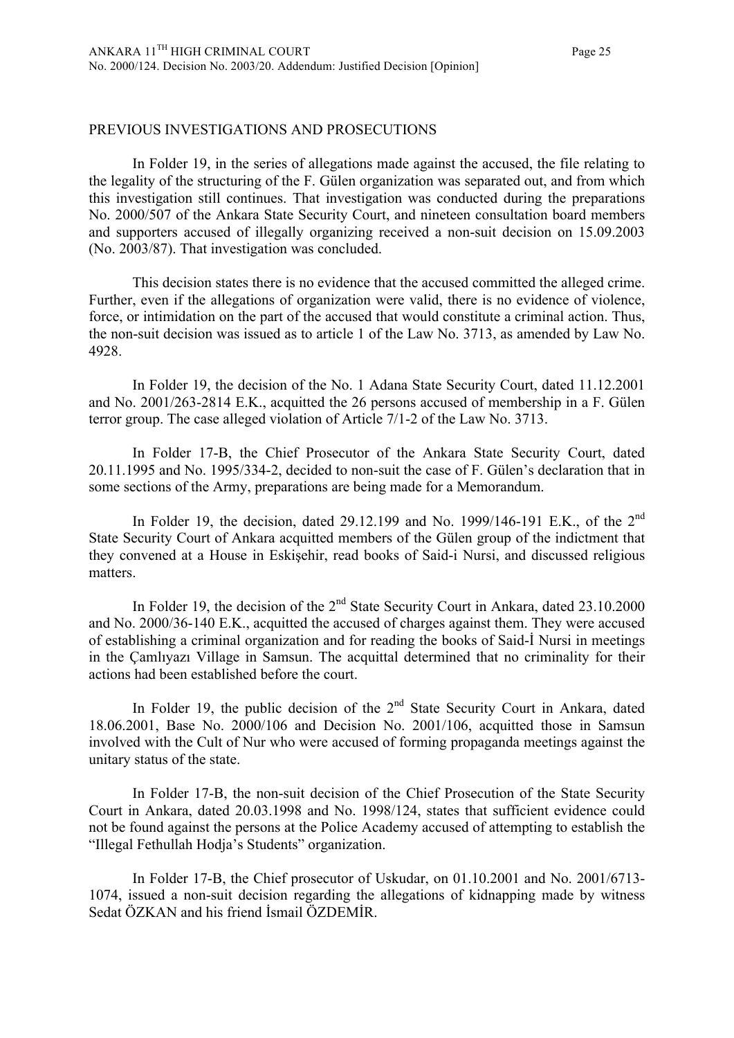PREVIOUS INVESTIGATIONS AND PROSECUTIONS

In Folder 19, in the series of allegations made against the accused, the file relating to the legality of the structuring of the F. Gülen organization was separated out, and from which this investigation still continues. That investigation was conducted during the preparations No. 2000/507 of the Ankara State Security Court, and nineteen consultation board members and supporters accused of illegally organizing received a non-suit decision on 15.09.2003 (No. 2003/87). That investigation was concluded.

This decision states there is no evidence that the accused committed the alleged crime. Further, even if the allegations of organization were valid, there is no evidence of violence, force, or intimidation on the part of the accused that would constitute a criminal action. Thus, the non-suit decision was issued as to article 1 of the Law No. 3713, as amended by Law No. 4928.

In Folder 19, the decision of the No. 1 Adana State Security Court, dated 11.12.2001 and No. 2001/263-2814 E.K., acquitted the 26 persons accused of membership in a F. Gülen terror group. The case alleged violation of Article 7/1-2 of the Law No. 3713.

In Folder 17-B, the Chief Prosecutor of the Ankara State Security Court, dated 20.11.1995 and No. 1995/334-2, decided to non-suit the case of F. Gülen's declaration that in some sections of the Army, preparations are being made for a Memorandum.

In Folder 19, the decision, dated 29.12.199 and No. 1999/146-191 E.K., of the 2nd State Security Court of Ankara acquitted members of the Gülen group of the indictment that they convened at a House in Eskişehir, read books of Said-i Nursi, and discussed religious matters.

In Folder 19, the decision of the 2nd State Security Court in Ankara, dated 23.10.2000 and No. 2000/36-140 E.K., acquitted the accused of charges against them. They were accused of establishing a criminal organization and for reading the books of Said-İ Nursi in meetings in the Çamlıyazı Village in Samsun. The acquittal determined that no criminality for their actions had been established before the court.

In Folder 19, the public decision of the 2nd State Security Court in Ankara, dated 18.06.2001, Base No. 2000/106 and Decision No. 2001/106, acquitted those in Samsun involved with the Cult of Nur who were accused of forming propaganda meetings against the unitary status of the state.

In Folder 17-B, the non-suit decision of the Chief Prosecution of the State Security Court in Ankara, dated 20.03.1998 and No. 1998/124, states that sufficient evidence could not be found against the persons at the Police Academy accused of attempting to establish the "Illegal Fethullah Hodja's Students" organization.

In Folder 17-B, the Chief prosecutor of Uskudar, on 01.10.2001 and No. 2001/6713-1074, issued a non-suit decision regarding the allegations of kidnapping made by witness Sedat ÖZKAN and his friend İsmail ÖZDEMİR.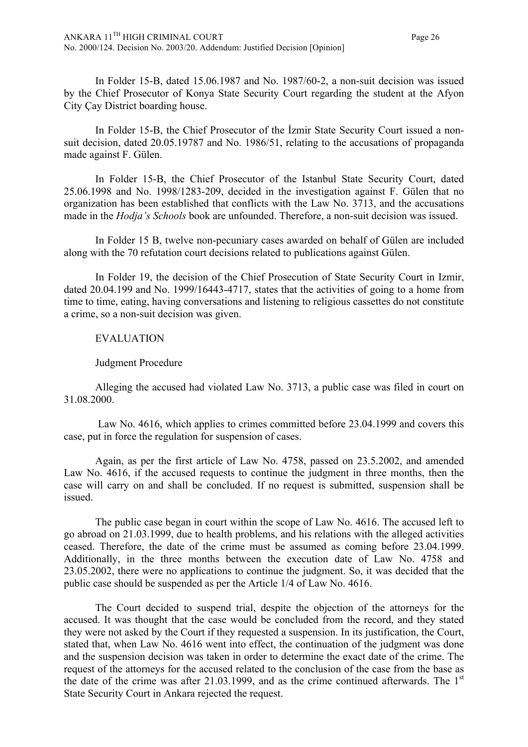In Folder 15-B, dated 15.06.1987 and No. 1987/60-2, a non-suit decision was issued by the Chief Prosecutor of Konya State Security Court regarding the student at the Afyon City Çay District boarding house.

In Folder 15-B, the Chief Prosecutor of the İzmir State Security Court issued a non-suit decision, dated 20.05.19787 and No. 1986/51, relating to the accusations of propaganda made against F. Gülen.

In Folder 15-B, the Chief Prosecutor of the Istanbul State Security Court, dated 25.06.1998 and No. 1998/1283-209, decided in the investigation against F. Gülen that no organization has been established that conflicts with the Law No. 3713, and the accusations made in the *Hodja's Schools* book are unfounded. Therefore, a non-suit decision was issued.

In Folder 15 B, twelve non-pecuniary cases awarded on behalf of Gülen are included along with the 70 refutation court decisions related to publications against Gülen.

In Folder 19, the decision of the Chief Prosecution of State Security Court in Izmir, dated 20.04.199 and No. 1999/16443-4717, states that the activities of going to a home from time to time, eating, having conversations and listening to religious cassettes do not constitute a crime, so a non-suit decision was given.

EVALUATION

Judgment Procedure

Alleging the accused had violated Law No. 3713, a public case was filed in court on 31.08.2000.

Law No. 4616, which applies to crimes committed before 23.04.1999 and covers this case, put in force the regulation for suspension of cases.

Again, as per the first article of Law No. 4758, passed on 23.5.2002, and amended Law No. 4616, if the accused requests to continue the judgment in three months, then the case will carry on and shall be concluded. If no request is submitted, suspension shall be issued.

The public case began in court within the scope of Law No. 4616. The accused left to go abroad on 21.03.1999, due to health problems, and his relations with the alleged activities ceased. Therefore, the date of the crime must be assumed as coming before 23.04.1999. Additionally, in the three months between the execution date of Law No. 4758 and 23.05.2002, there were no applications to continue the judgment. So, it was decided that the public case should be suspended as per the Article 1/4 of Law No. 4616.

The Court decided to suspend trial, despite the objection of the attorneys for the accused. It was thought that the case would be concluded from the record, and they stated they were not asked by the Court if they requested a suspension. In its justification, the Court, stated that, when Law No. 4616 went into effect, the continuation of the judgment was done and the suspension decision was taken in order to determine the exact date of the crime. The request of the attorneys for the accused related to the conclusion of the case from the base as the date of the crime was after 21.03.1999, and as the crime continued afterwards. The 1st State Security Court in Ankara rejected the request.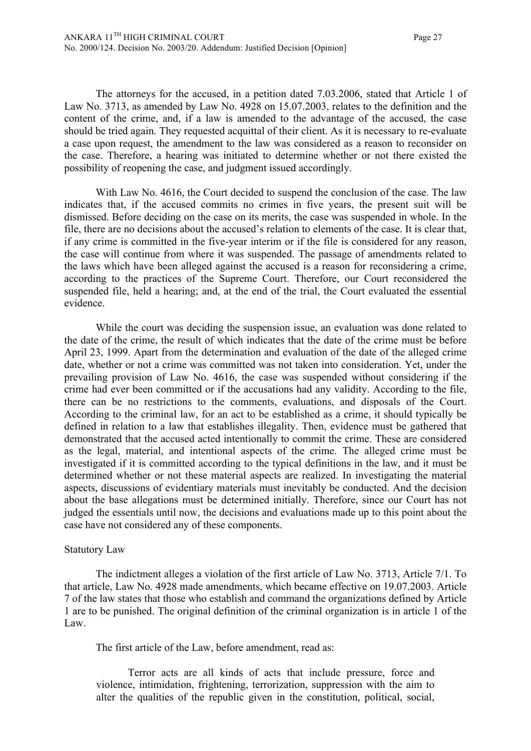The attorneys for the accused, in a petition dated 7.03.2006, stated that Article 1 of Law No. 3713, as amended by Law No. 4928 on 15.07.2003, relates to the definition and the content of the crime, and, if a law is amended to the advantage of the accused, the case should be tried again. They requested acquittal of their client. As it is necessary to re-evaluate a case upon request, the amendment to the law was considered as a reason to reconsider on the case. Therefore, a hearing was initiated to determine whether or not there existed the possibility of reopening the case, and judgment issued accordingly.

With Law No. 4616, the Court decided to suspend the conclusion of the case. The law indicates that, if the accused commits no crimes in five years, the present suit will be dismissed. Before deciding on the case on its merits, the case was suspended in whole. In the file, there are no decisions about the accused's relation to elements of the case. It is clear that, if any crime is committed in the five-year interim or if the file is considered for any reason, the case will continue from where it was suspended. The passage of amendments related to the laws which have been alleged against the accused is a reason for reconsidering a crime, according to the practices of the Supreme Court. Therefore, our Court reconsidered the suspended file, held a hearing; and, at the end of the trial, the Court evaluated the essential evidence.

While the court was deciding the suspension issue, an evaluation was done related to the date of the crime, the result of which indicates that the date of the crime must be before April 23, 1999. Apart from the determination and evaluation of the date of the alleged crime date, whether or not a crime was committed was not taken into consideration. Yet, under the prevailing provision of Law No. 4616, the case was suspended without considering if the crime had ever been committed or if the accusations had any validity. According to the file, there can be no restrictions to the comments, evaluations, and disposals of the Court. According to the criminal law, for an act to be established as a crime, it should typically be defined in relation to a law that establishes illegality. Then, evidence must be gathered that demonstrated that the accused acted intentionally to commit the crime. These are considered as the legal, material, and intentional aspects of the crime. The alleged crime must be investigated if it is committed according to the typical definitions in the law, and it must be determined whether or not these material aspects are realized. In investigating the material aspects, discussions of evidentiary materials must inevitably be conducted. And the decision about the base allegations must be determined initially. Therefore, since our Court has not judged the essentials until now, the decisions and evaluations made up to this point about the case have not considered any of these components.

Statutory Law

The indictment alleges a violation of the first article of Law No. 3713, Article 7/1. To that article, Law No. 4928 made amendments, which became effective on 19.07.2003. Article 7 of the law states that those who establish and command the organizations defined by Article 1 are to be punished. The original definition of the criminal organization is in article 1 of the Law.

The first article of the Law, before amendment, read as:

> Terror acts are all kinds of acts that include pressure, force and violence, intimidation, frightening, terrorization, suppression with the aim to alter the qualities of the republic given in the constitution, political, social,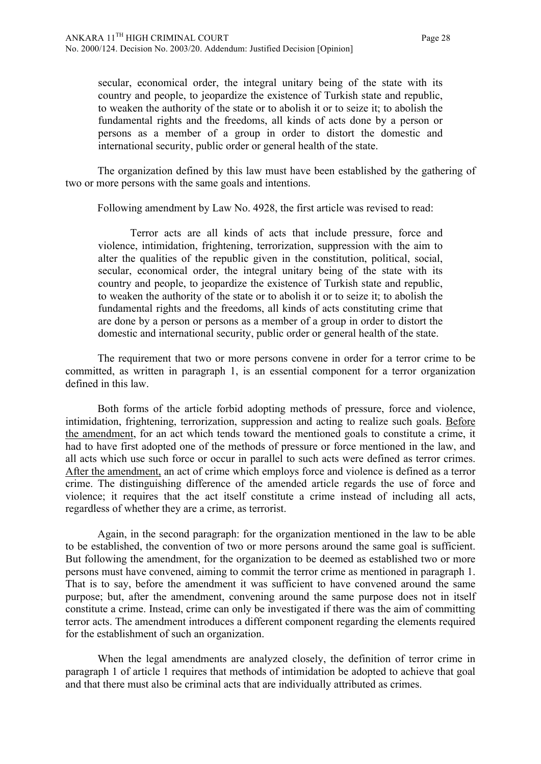> secular, economical order, the integral unitary being of the state with its country and people, to jeopardize the existence of Turkish state and republic, to weaken the authority of the state or to abolish it or to seize it; to abolish the fundamental rights and the freedoms, all kinds of acts done by a person or persons as a member of a group in order to distort the domestic and international security, public order or general health of the state.

The organization defined by this law must have been established by the gathering of two or more persons with the same goals and intentions.

Following amendment by Law No. 4928, the first article was revised to read:

> Terror acts are all kinds of acts that include pressure, force and violence, intimidation, frightening, terrorization, suppression with the aim to alter the qualities of the republic given in the constitution, political, social, secular, economical order, the integral unitary being of the state with its country and people, to jeopardize the existence of Turkish state and republic, to weaken the authority of the state or to abolish it or to seize it; to abolish the fundamental rights and the freedoms, all kinds of acts constituting crime that are done by a person or persons as a member of a group in order to distort the domestic and international security, public order or general health of the state.

The requirement that two or more persons convene in order for a terror crime to be committed, as written in paragraph 1, is an essential component for a terror organization defined in this law.

Both forms of the article forbid adopting methods of pressure, force and violence, intimidation, frightening, terrorization, suppression and acting to realize such goals. <u>Before the amendment</u>, for an act which tends toward the mentioned goals to constitute a crime, it had to have first adopted one of the methods of pressure or force mentioned in the law, and all acts which use such force or occur in parallel to such acts were defined as terror crimes. <u>After the amendment,</u> an act of crime which employs force and violence is defined as a terror crime. The distinguishing difference of the amended article regards the use of force and violence; it requires that the act itself constitute a crime instead of including all acts, regardless of whether they are a crime, as terrorist.

Again, in the second paragraph: for the organization mentioned in the law to be able to be established, the convention of two or more persons around the same goal is sufficient. But following the amendment, for the organization to be deemed as established two or more persons must have convened, aiming to commit the terror crime as mentioned in paragraph 1. That is to say, before the amendment it was sufficient to have convened around the same purpose; but, after the amendment, convening around the same purpose does not in itself constitute a crime. Instead, crime can only be investigated if there was the aim of committing terror acts. The amendment introduces a different component regarding the elements required for the establishment of such an organization.

When the legal amendments are analyzed closely, the definition of terror crime in paragraph 1 of article 1 requires that methods of intimidation be adopted to achieve that goal and that there must also be criminal acts that are individually attributed as crimes.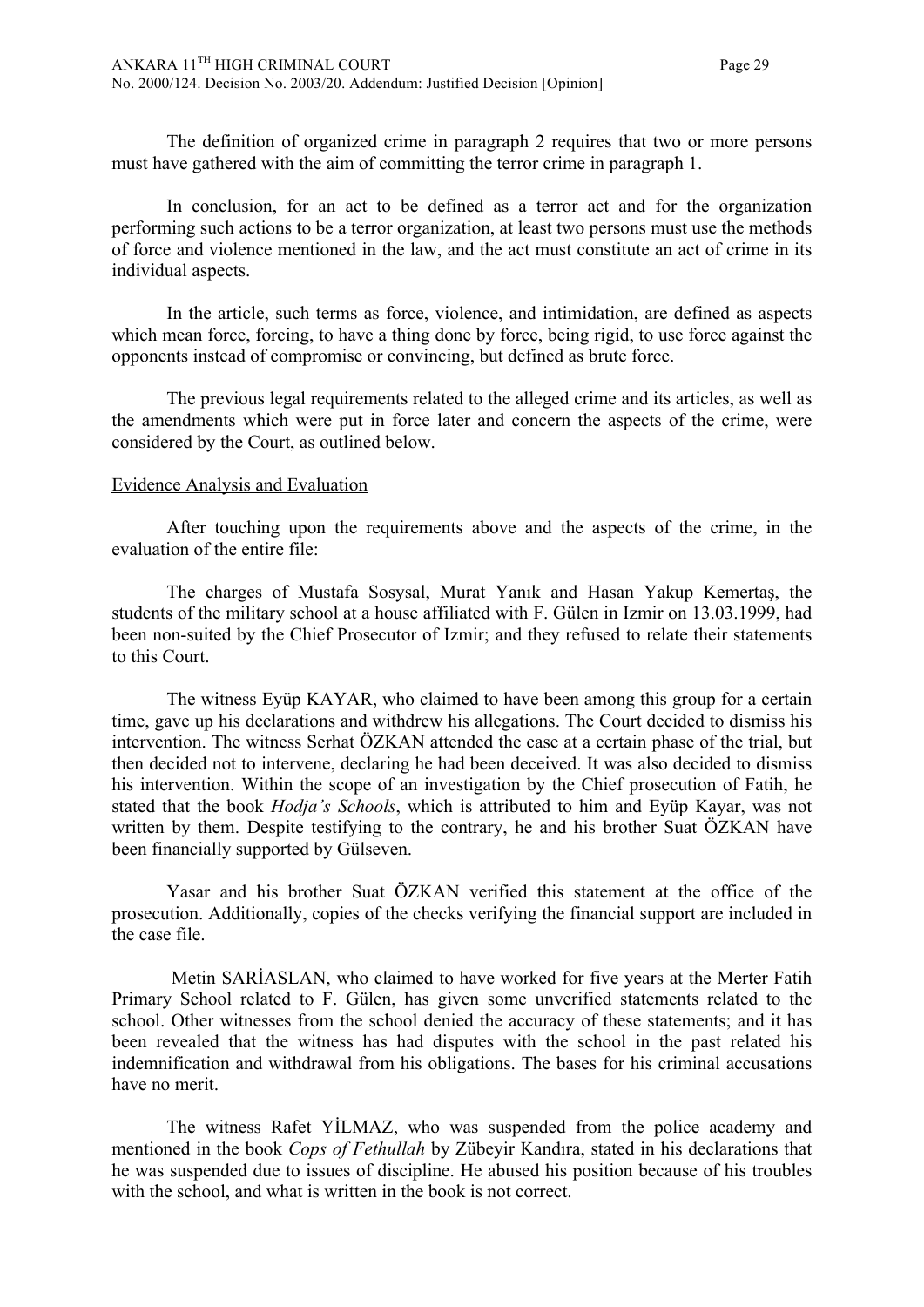The definition of organized crime in paragraph 2 requires that two or more persons must have gathered with the aim of committing the terror crime in paragraph 1.

In conclusion, for an act to be defined as a terror act and for the organization performing such actions to be a terror organization, at least two persons must use the methods of force and violence mentioned in the law, and the act must constitute an act of crime in its individual aspects.

In the article, such terms as force, violence, and intimidation, are defined as aspects which mean force, forcing, to have a thing done by force, being rigid, to use force against the opponents instead of compromise or convincing, but defined as brute force.

The previous legal requirements related to the alleged crime and its articles, as well as the amendments which were put in force later and concern the aspects of the crime, were considered by the Court, as outlined below.

Evidence Analysis and Evaluation

After touching upon the requirements above and the aspects of the crime, in the evaluation of the entire file:

The charges of Mustafa Sosysal, Murat Yanık and Hasan Yakup Kemertaş, the students of the military school at a house affiliated with F. Gülen in Izmir on 13.03.1999, had been non-suited by the Chief Prosecutor of Izmir; and they refused to relate their statements to this Court.

The witness Eyüp KAYAR, who claimed to have been among this group for a certain time, gave up his declarations and withdrew his allegations. The Court decided to dismiss his intervention. The witness Serhat ÖZKAN attended the case at a certain phase of the trial, but then decided not to intervene, declaring he had been deceived. It was also decided to dismiss his intervention. Within the scope of an investigation by the Chief prosecution of Fatih, he stated that the book *Hodja's Schools*, which is attributed to him and Eyüp Kayar, was not written by them. Despite testifying to the contrary, he and his brother Suat ÖZKAN have been financially supported by Gülseven.

Yasar and his brother Suat ÖZKAN verified this statement at the office of the prosecution. Additionally, copies of the checks verifying the financial support are included in the case file.

Metin SARİASLAN, who claimed to have worked for five years at the Merter Fatih Primary School related to F. Gülen, has given some unverified statements related to the school. Other witnesses from the school denied the accuracy of these statements; and it has been revealed that the witness has had disputes with the school in the past related his indemnification and withdrawal from his obligations. The bases for his criminal accusations have no merit.

The witness Rafet YİLMAZ, who was suspended from the police academy and mentioned in the book *Cops of Fethullah* by Zübeyir Kandıra, stated in his declarations that he was suspended due to issues of discipline. He abused his position because of his troubles with the school, and what is written in the book is not correct.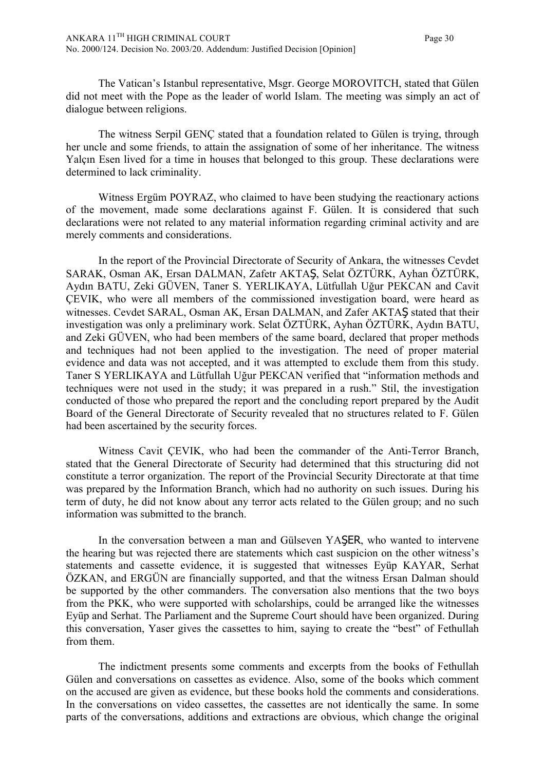The Vatican's Istanbul representative, Msgr. George MOROVITCH, stated that Gülen did not meet with the Pope as the leader of world Islam. The meeting was simply an act of dialogue between religions.

The witness Serpil GENÇ stated that a foundation related to Gülen is trying, through her uncle and some friends, to attain the assignation of some of her inheritance. The witness Yalçın Esen lived for a time in houses that belonged to this group. These declarations were determined to lack criminality.

Witness Ergüm POYRAZ, who claimed to have been studying the reactionary actions of the movement, made some declarations against F. Gülen. It is considered that such declarations were not related to any material information regarding criminal activity and are merely comments and considerations.

In the report of the Provincial Directorate of Security of Ankara, the witnesses Cevdet SARAK, Osman AK, Ersan DALMAN, Zafetr AKTAŞ, Selat ÖZTÜRK, Ayhan ÖZTÜRK, Aydın BATU, Zeki GÜVEN, Taner S. YERLIKAYA, Lütfullah Uğur PEKCAN and Cavit ÇEVIK, who were all members of the commissioned investigation board, were heard as witnesses. Cevdet SARAL, Osman AK, Ersan DALMAN, and Zafer AKTAŞ stated that their investigation was only a preliminary work. Selat ÖZTÜRK, Ayhan ÖZTÜRK, Aydın BATU, and Zeki GÜVEN, who had been members of the same board, declared that proper methods and techniques had not been applied to the investigation. The need of proper material evidence and data was not accepted, and it was attempted to exclude them from this study. Taner S YERLIKAYA and Lütfullah Uğur PEKCAN verified that "information methods and techniques were not used in the study; it was prepared in a rush." Stil, the investigation conducted of those who prepared the report and the concluding report prepared by the Audit Board of the General Directorate of Security revealed that no structures related to F. Gülen had been ascertained by the security forces.

Witness Cavit ÇEVIK, who had been the commander of the Anti-Terror Branch, stated that the General Directorate of Security had determined that this structuring did not constitute a terror organization. The report of the Provincial Security Directorate at that time was prepared by the Information Branch, which had no authority on such issues. During his term of duty, he did not know about any terror acts related to the Gülen group; and no such information was submitted to the branch.

In the conversation between a man and Gülseven YAŞER, who wanted to intervene the hearing but was rejected there are statements which cast suspicion on the other witness's statements and cassette evidence, it is suggested that witnesses Eyüp KAYAR, Serhat ÖZKAN, and ERGÜN are financially supported, and that the witness Ersan Dalman should be supported by the other commanders. The conversation also mentions that the two boys from the PKK, who were supported with scholarships, could be arranged like the witnesses Eyüp and Serhat. The Parliament and the Supreme Court should have been organized. During this conversation, Yaser gives the cassettes to him, saying to create the "best" of Fethullah from them.

The indictment presents some comments and excerpts from the books of Fethullah Gülen and conversations on cassettes as evidence. Also, some of the books which comment on the accused are given as evidence, but these books hold the comments and considerations. In the conversations on video cassettes, the cassettes are not identically the same. In some parts of the conversations, additions and extractions are obvious, which change the original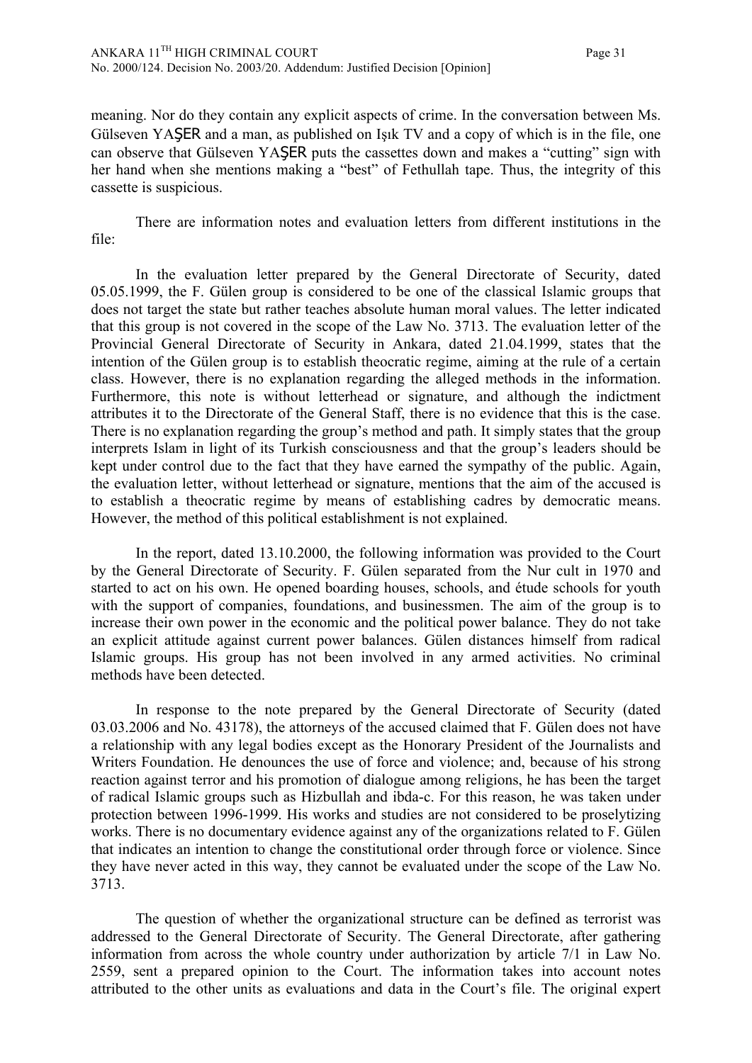meaning. Nor do they contain any explicit aspects of crime. In the conversation between Ms. Gülseven YAŞER and a man, as published on Işık TV and a copy of which is in the file, one can observe that Gülseven YAŞER puts the cassettes down and makes a "cutting" sign with her hand when she mentions making a "best" of Fethullah tape. Thus, the integrity of this cassette is suspicious.

There are information notes and evaluation letters from different institutions in the file:

In the evaluation letter prepared by the General Directorate of Security, dated 05.05.1999, the F. Gülen group is considered to be one of the classical Islamic groups that does not target the state but rather teaches absolute human moral values. The letter indicated that this group is not covered in the scope of the Law No. 3713. The evaluation letter of the Provincial General Directorate of Security in Ankara, dated 21.04.1999, states that the intention of the Gülen group is to establish theocratic regime, aiming at the rule of a certain class. However, there is no explanation regarding the alleged methods in the information. Furthermore, this note is without letterhead or signature, and although the indictment attributes it to the Directorate of the General Staff, there is no evidence that this is the case. There is no explanation regarding the group's method and path. It simply states that the group interprets Islam in light of its Turkish consciousness and that the group's leaders should be kept under control due to the fact that they have earned the sympathy of the public. Again, the evaluation letter, without letterhead or signature, mentions that the aim of the accused is to establish a theocratic regime by means of establishing cadres by democratic means. However, the method of this political establishment is not explained.

In the report, dated 13.10.2000, the following information was provided to the Court by the General Directorate of Security. F. Gülen separated from the Nur cult in 1970 and started to act on his own. He opened boarding houses, schools, and étude schools for youth with the support of companies, foundations, and businessmen. The aim of the group is to increase their own power in the economic and the political power balance. They do not take an explicit attitude against current power balances. Gülen distances himself from radical Islamic groups. His group has not been involved in any armed activities. No criminal methods have been detected.

In response to the note prepared by the General Directorate of Security (dated 03.03.2006 and No. 43178), the attorneys of the accused claimed that F. Gülen does not have a relationship with any legal bodies except as the Honorary President of the Journalists and Writers Foundation. He denounces the use of force and violence; and, because of his strong reaction against terror and his promotion of dialogue among religions, he has been the target of radical Islamic groups such as Hizbullah and ibda-c. For this reason, he was taken under protection between 1996-1999. His works and studies are not considered to be proselytizing works. There is no documentary evidence against any of the organizations related to F. Gülen that indicates an intention to change the constitutional order through force or violence. Since they have never acted in this way, they cannot be evaluated under the scope of the Law No. 3713.

The question of whether the organizational structure can be defined as terrorist was addressed to the General Directorate of Security. The General Directorate, after gathering information from across the whole country under authorization by article 7/1 in Law No. 2559, sent a prepared opinion to the Court. The information takes into account notes attributed to the other units as evaluations and data in the Court's file. The original expert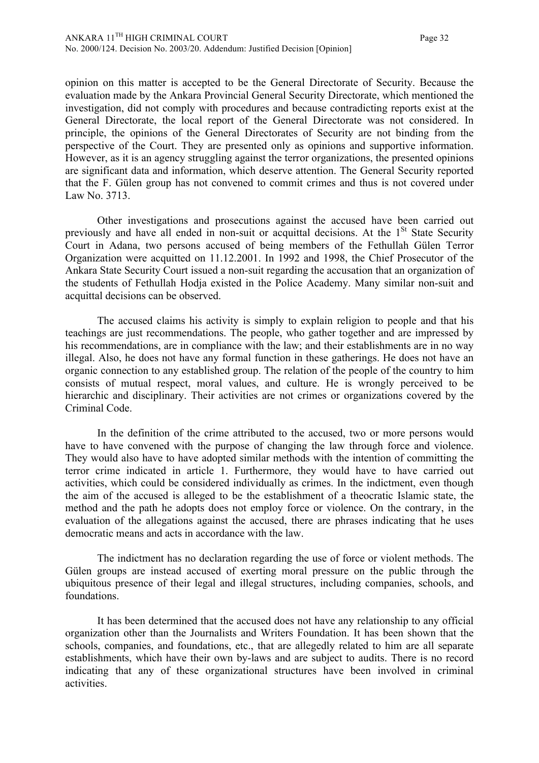opinion on this matter is accepted to be the General Directorate of Security. Because the evaluation made by the Ankara Provincial General Security Directorate, which mentioned the investigation, did not comply with procedures and because contradicting reports exist at the General Directorate, the local report of the General Directorate was not considered. In principle, the opinions of the General Directorates of Security are not binding from the perspective of the Court. They are presented only as opinions and supportive information. However, as it is an agency struggling against the terror organizations, the presented opinions are significant data and information, which deserve attention. The General Security reported that the F. Gülen group has not convened to commit crimes and thus is not covered under Law No. 3713.

Other investigations and prosecutions against the accused have been carried out previously and have all ended in non-suit or acquittal decisions. At the 1[St] State Security Court in Adana, two persons accused of being members of the Fethullah Gülen Terror Organization were acquitted on 11.12.2001. In 1992 and 1998, the Chief Prosecutor of the Ankara State Security Court issued a non-suit regarding the accusation that an organization of the students of Fethullah Hodja existed in the Police Academy. Many similar non-suit and acquittal decisions can be observed.

The accused claims his activity is simply to explain religion to people and that his teachings are just recommendations. The people, who gather together and are impressed by his recommendations, are in compliance with the law; and their establishments are in no way illegal. Also, he does not have any formal function in these gatherings. He does not have an organic connection to any established group. The relation of the people of the country to him consists of mutual respect, moral values, and culture. He is wrongly perceived to be hierarchic and disciplinary. Their activities are not crimes or organizations covered by the Criminal Code.

In the definition of the crime attributed to the accused, two or more persons would have to have convened with the purpose of changing the law through force and violence. They would also have to have adopted similar methods with the intention of committing the terror crime indicated in article 1. Furthermore, they would have to have carried out activities, which could be considered individually as crimes. In the indictment, even though the aim of the accused is alleged to be the establishment of a theocratic Islamic state, the method and the path he adopts does not employ force or violence. On the contrary, in the evaluation of the allegations against the accused, there are phrases indicating that he uses democratic means and acts in accordance with the law.

The indictment has no declaration regarding the use of force or violent methods. The Gülen groups are instead accused of exerting moral pressure on the public through the ubiquitous presence of their legal and illegal structures, including companies, schools, and foundations.

It has been determined that the accused does not have any relationship to any official organization other than the Journalists and Writers Foundation. It has been shown that the schools, companies, and foundations, etc., that are allegedly related to him are all separate establishments, which have their own by-laws and are subject to audits. There is no record indicating that any of these organizational structures have been involved in criminal activities.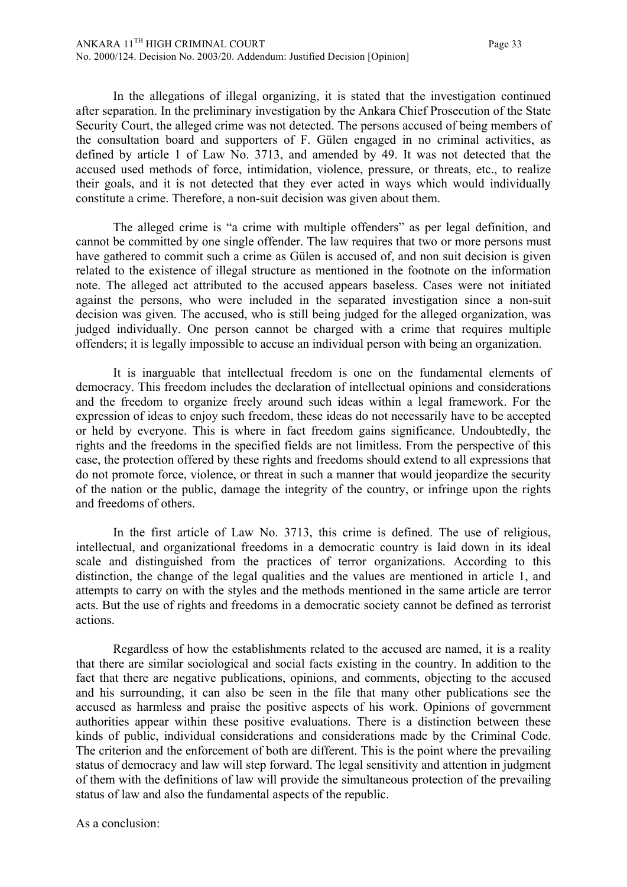In the allegations of illegal organizing, it is stated that the investigation continued after separation. In the preliminary investigation by the Ankara Chief Prosecution of the State Security Court, the alleged crime was not detected. The persons accused of being members of the consultation board and supporters of F. Gülen engaged in no criminal activities, as defined by article 1 of Law No. 3713, and amended by 49. It was not detected that the accused used methods of force, intimidation, violence, pressure, or threats, etc., to realize their goals, and it is not detected that they ever acted in ways which would individually constitute a crime. Therefore, a non-suit decision was given about them.

The alleged crime is "a crime with multiple offenders" as per legal definition, and cannot be committed by one single offender. The law requires that two or more persons must have gathered to commit such a crime as Gülen is accused of, and non suit decision is given related to the existence of illegal structure as mentioned in the footnote on the information note. The alleged act attributed to the accused appears baseless. Cases were not initiated against the persons, who were included in the separated investigation since a non-suit decision was given. The accused, who is still being judged for the alleged organization, was judged individually. One person cannot be charged with a crime that requires multiple offenders; it is legally impossible to accuse an individual person with being an organization.

It is inarguable that intellectual freedom is one on the fundamental elements of democracy. This freedom includes the declaration of intellectual opinions and considerations and the freedom to organize freely around such ideas within a legal framework. For the expression of ideas to enjoy such freedom, these ideas do not necessarily have to be accepted or held by everyone. This is where in fact freedom gains significance. Undoubtedly, the rights and the freedoms in the specified fields are not limitless. From the perspective of this case, the protection offered by these rights and freedoms should extend to all expressions that do not promote force, violence, or threat in such a manner that would jeopardize the security of the nation or the public, damage the integrity of the country, or infringe upon the rights and freedoms of others.

In the first article of Law No. 3713, this crime is defined. The use of religious, intellectual, and organizational freedoms in a democratic country is laid down in its ideal scale and distinguished from the practices of terror organizations. According to this distinction, the change of the legal qualities and the values are mentioned in article 1, and attempts to carry on with the styles and the methods mentioned in the same article are terror acts. But the use of rights and freedoms in a democratic society cannot be defined as terrorist actions.

Regardless of how the establishments related to the accused are named, it is a reality that there are similar sociological and social facts existing in the country. In addition to the fact that there are negative publications, opinions, and comments, objecting to the accused and his surrounding, it can also be seen in the file that many other publications see the accused as harmless and praise the positive aspects of his work. Opinions of government authorities appear within these positive evaluations. There is a distinction between these kinds of public, individual considerations and considerations made by the Criminal Code. The criterion and the enforcement of both are different. This is the point where the prevailing status of democracy and law will step forward. The legal sensitivity and attention in judgment of them with the definitions of law will provide the simultaneous protection of the prevailing status of law and also the fundamental aspects of the republic.

As a conclusion: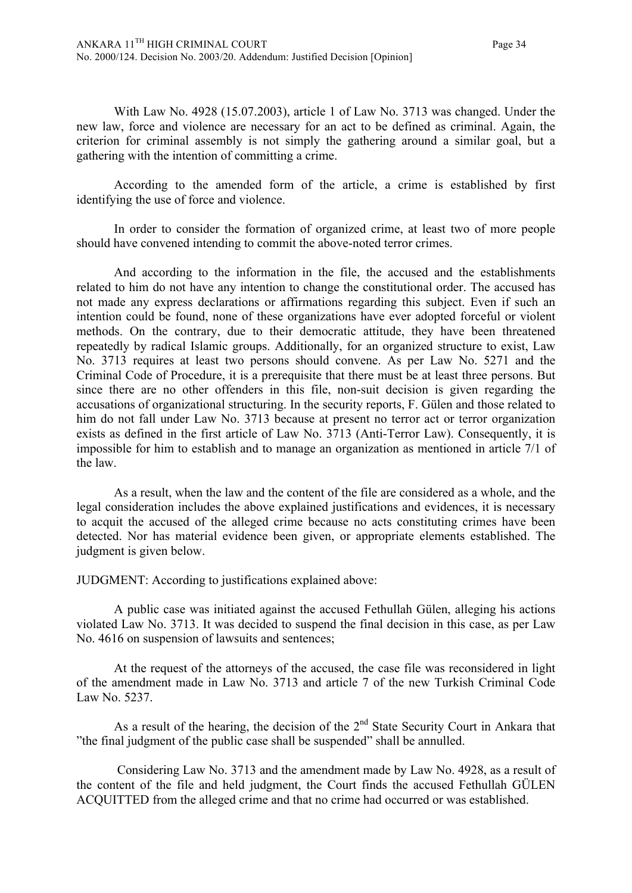With Law No. 4928 (15.07.2003), article 1 of Law No. 3713 was changed. Under the new law, force and violence are necessary for an act to be defined as criminal. Again, the criterion for criminal assembly is not simply the gathering around a similar goal, but a gathering with the intention of committing a crime.

According to the amended form of the article, a crime is established by first identifying the use of force and violence.

In order to consider the formation of organized crime, at least two of more people should have convened intending to commit the above-noted terror crimes.

And according to the information in the file, the accused and the establishments related to him do not have any intention to change the constitutional order. The accused has not made any express declarations or affirmations regarding this subject. Even if such an intention could be found, none of these organizations have ever adopted forceful or violent methods. On the contrary, due to their democratic attitude, they have been threatened repeatedly by radical Islamic groups. Additionally, for an organized structure to exist, Law No. 3713 requires at least two persons should convene. As per Law No. 5271 and the Criminal Code of Procedure, it is a prerequisite that there must be at least three persons. But since there are no other offenders in this file, non-suit decision is given regarding the accusations of organizational structuring. In the security reports, F. Gülen and those related to him do not fall under Law No. 3713 because at present no terror act or terror organization exists as defined in the first article of Law No. 3713 (Anti-Terror Law). Consequently, it is impossible for him to establish and to manage an organization as mentioned in article 7/1 of the law.

As a result, when the law and the content of the file are considered as a whole, and the legal consideration includes the above explained justifications and evidences, it is necessary to acquit the accused of the alleged crime because no acts constituting crimes have been detected. Nor has material evidence been given, or appropriate elements established. The judgment is given below.

JUDGMENT: According to justifications explained above:

A public case was initiated against the accused Fethullah Gülen, alleging his actions violated Law No. 3713. It was decided to suspend the final decision in this case, as per Law No. 4616 on suspension of lawsuits and sentences;

At the request of the attorneys of the accused, the case file was reconsidered in light of the amendment made in Law No. 3713 and article 7 of the new Turkish Criminal Code Law No. 5237.

As a result of the hearing, the decision of the 2nd State Security Court in Ankara that "the final judgment of the public case shall be suspended" shall be annulled.

Considering Law No. 3713 and the amendment made by Law No. 4928, as a result of the content of the file and held judgment, the Court finds the accused Fethullah GÜLEN ACQUITTED from the alleged crime and that no crime had occurred or was established.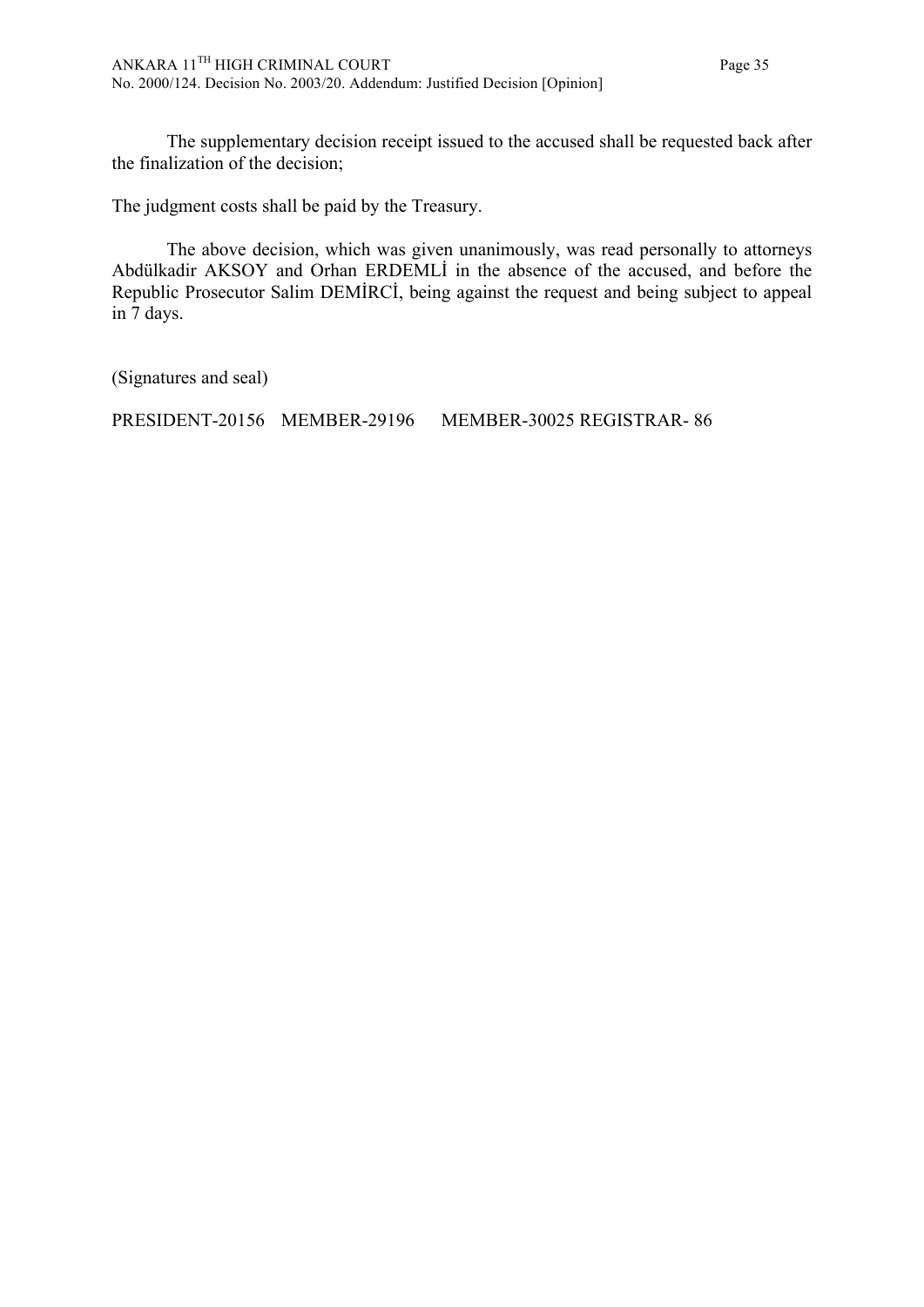The supplementary decision receipt issued to the accused shall be requested back after the finalization of the decision;

The judgment costs shall be paid by the Treasury.

The above decision, which was given unanimously, was read personally to attorneys Abdülkadir AKSOY and Orhan ERDEMLİ in the absence of the accused, and before the Republic Prosecutor Salim DEMİRCİ, being against the request and being subject to appeal in 7 days.

(Signatures and seal)

PRESIDENT-20156 MEMBER-29196 MEMBER-30025 REGISTRAR- 86